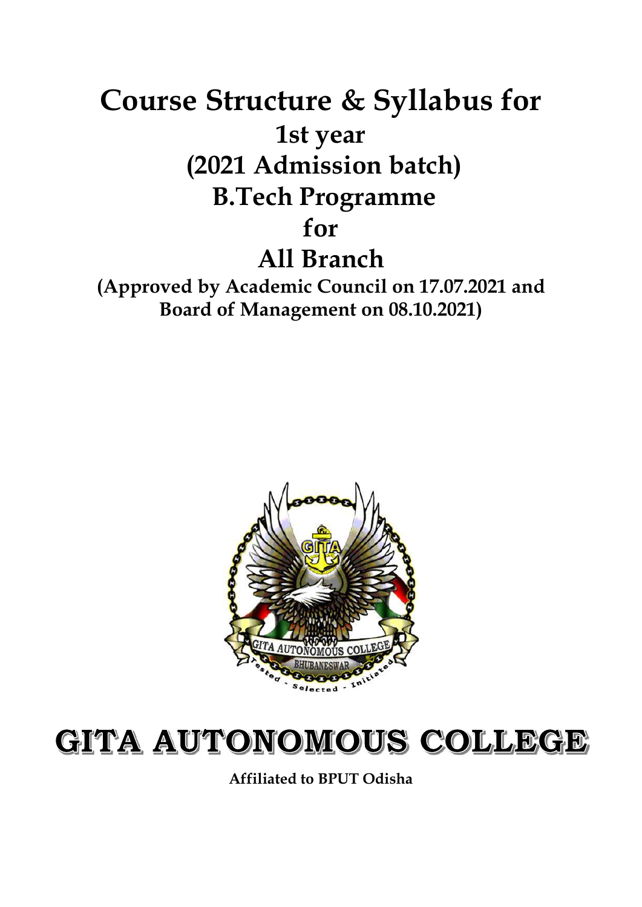# Course Structure & Syllabus for

## 1st year

## (2021 Admission batch)

## B.Tech Programme

## for

## All Branch

**(Approved by Academic Council on 17.07.2021 and Board of Management on 08.10.2021)**

# GITA AUTONOMOUS COLLEGE

**Affiliated to BPUT Odisha**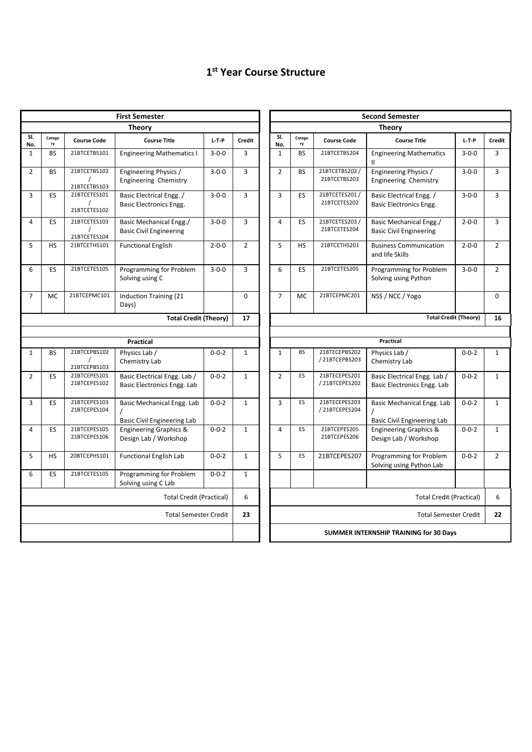# 1st Year Course Structure

| First Semester | | | | | |
|---|---|---|---|---|---|
| **Theory** | | | | | |
| **Sl. No.** | **Category** | **Course Code** | **Course Title** | **L-T-P** | **Credit** |
| 1 | BS | 21BTCETBS101 | Engineering Mathematics I | 3-0-0 | 3 |
| 2 | BS | 21BTCETBS102 / 21BTCETBS103 | Engineering Physics / Engineering Chemistry | 3-0-0 | 3 |
| 3 | ES | 21BTCETES101 / 21BTCETES102 | Basic Electrical Engg. / Basic Electronics Engg. | 3-0-0 | 3 |
| 4 | ES | 21BTCETES103 / 21BTCETES104 | Basic Mechanical Engg./ Basic Civil Engineering | 3-0-0 | 3 |
| 5 | HS | 21BTCETHS101 | Functional English | 2-0-0 | 2 |
| 6 | ES | 21BTCETES105 | Programming for Problem Solving using C | 3-0-0 | 3 |
| 7 | MC | 21BTCEPMC101 | Induction Training (21 Days) | | 0 |
| | | | | **Total Credit (Theory)** | **17** |
| **Practical** | | | | | |
| 1 | BS | 21BTCEPBS102 / 21BTCEPBS103 | Physics Lab / Chemistry Lab | 0-0-2 | 1 |
| 2 | ES | 21BTCEPES101 21BTCEPES102 | Basic Electrical Engg. Lab / Basic Electronics Engg. Lab | 0-0-2 | 1 |
| 3 | ES | 21BTCEPES103 21BTCEPES104 | Basic Mechanical Engg. Lab / Basic Civil Engineering Lab | 0-0-2 | 1 |
| 4 | ES | 21BTCEPES105 21BTCEPES106 | Engineering Graphics & Design Lab / Workshop | 0-0-2 | 1 |
| 5 | HS | 20BTCEPHS101 | Functional English Lab | 0-0-2 | 1 |
| 6 | ES | 21BTCETES105 | Programming for Problem Solving using C Lab | 0-0-2 | 1 |
| | | | | Total Credit (Practical) | 6 |
| | | | | Total Semester Credit | **23** |

| Second Semester | | | | | |
|---|---|---|---|---|---|
| **Theory** | | | | | |
| **Sl. No.** | **Category** | **Course Code** | **Course Title** | **L-T-P** | **Credit** |
| 1 | BS | 21BTCETBS204 | Engineering Mathematics II | 3-0-0 | 3 |
| 2 | BS | 21BTCETBS202 / 21BTCETBS203 | Engineering Physics / Engineering Chemistry | 3-0-0 | 3 |
| 3 | ES | 21BTCETES201 / 21BTCETES202 | Basic Electrical Engg. / Basic Electronics Engg. | 3-0-0 | 3 |
| 4 | ES | 21BTCETES203 / 21BTCETES204 | Basic Mechanical Engg./ Basic Civil Engineering | 2-0-0 | 3 |
| 5 | HS | 21BTCETHS201 | Business Communication and life Skills | 2-0-0 | 2 |
| 6 | ES | 21BTCETES205 | Programming for Problem Solving using Python | 3-0-0 | 2 |
| 7 | MC | 21BTCEPMC201 | NSS / NCC / Yogo | | 0 |
| | | | | **Total Credit (Theory)** | **16** |
| **Practical** | | | | | |
| 1 | BS | 21BTECEPBS202 / 21BTCEPBS203 | Physics Lab / Chemistry Lab | 0-0-2 | 1 |
| 2 | ES | 21BTCEPES201 / 21BTCEPES202 | Basic Electrical Engg. Lab / Basic Electronics Engg. Lab | 0-0-2 | 1 |
| 3 | ES | 21BTCEPES203 / 21BTCEPES204 | Basic Mechanical Engg. Lab / Basic Civil Engineering Lab | 0-0-2 | 1 |
| 4 | ES | 21BTCEPES205 21BTCEPES206 | Engineering Graphics & Design Lab / Workshop | 0-0-2 | 1 |
| 5 | ES | 21BTCEPES207 | Programming for Problem Solving using Python Lab | 0-0-2 | 2 |
| | | | | Total Credit (Practical) | 6 |
| | | | | Total Semester Credit | **22** |
| **SUMMER INTERNSHIP TRAINING for 30 Days** | | | | | |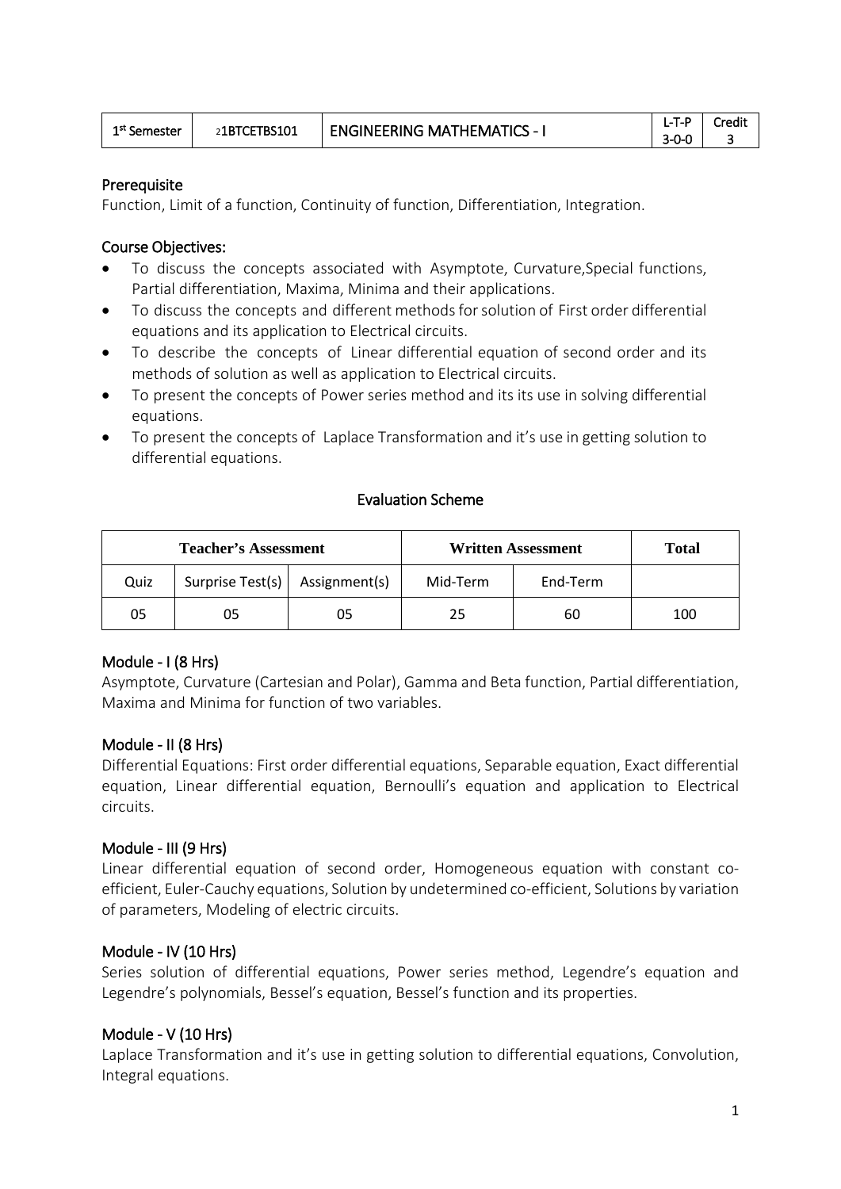| 1st Semester | 21BTCETBS101 | ENGINEERING MATHEMATICS - I | L-T-P 3-0-0 | Credit 3 |
|---|---|---|---|---|

## Prerequisite

Function, Limit of a function, Continuity of function, Differentiation, Integration.

## Course Objectives:

- To discuss the concepts associated with Asymptote, Curvature,Special functions, Partial differentiation, Maxima, Minima and their applications.
- To discuss the concepts and different methods for solution of First order differential equations and its application to Electrical circuits.
- To describe the concepts of Linear differential equation of second order and its methods of solution as well as application to Electrical circuits.
- To present the concepts of Power series method and its its use in solving differential equations.
- To present the concepts of Laplace Transformation and it's use in getting solution to differential equations.

### Evaluation Scheme

| Teacher's Assessment | | | Written Assessment | | Total |
|---|---|---|---|---|---|
| Quiz | Surprise Test(s) | Assignment(s) | Mid-Term | End-Term | |
| 05 | 05 | 05 | 25 | 60 | 100 |

## Module - I (8 Hrs)

Asymptote, Curvature (Cartesian and Polar), Gamma and Beta function, Partial differentiation, Maxima and Minima for function of two variables.

## Module - II (8 Hrs)

Differential Equations: First order differential equations, Separable equation, Exact differential equation, Linear differential equation, Bernoulli's equation and application to Electrical circuits.

## Module - III (9 Hrs)

Linear differential equation of second order, Homogeneous equation with constant co-efficient, Euler-Cauchy equations, Solution by undetermined co-efficient, Solutions by variation of parameters, Modeling of electric circuits.

## Module - IV (10 Hrs)

Series solution of differential equations, Power series method, Legendre's equation and Legendre's polynomials, Bessel's equation, Bessel's function and its properties.

## Module - V (10 Hrs)

Laplace Transformation and it's use in getting solution to differential equations, Convolution, Integral equations.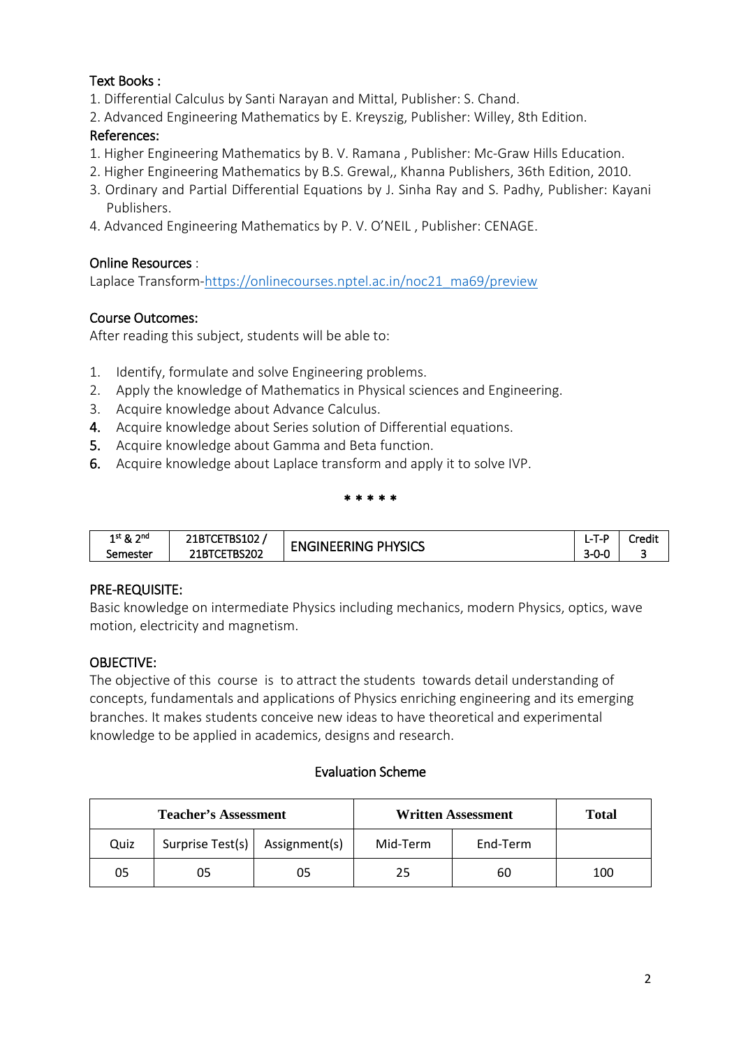### Text Books :

1. Differential Calculus by Santi Narayan and Mittal, Publisher: S. Chand.
2. Advanced Engineering Mathematics by E. Kreyszig, Publisher: Willey, 8th Edition.

### References:

1. Higher Engineering Mathematics by B. V. Ramana , Publisher: Mc-Graw Hills Education.
2. Higher Engineering Mathematics by B.S. Grewal,, Khanna Publishers, 36th Edition, 2010.
3. Ordinary and Partial Differential Equations by J. Sinha Ray and S. Padhy, Publisher: Kayani Publishers.
4. Advanced Engineering Mathematics by P. V. O'NEIL , Publisher: CENAGE.

### Online Resources :

Laplace Transform-https://onlinecourses.nptel.ac.in/noc21_ma69/preview

### Course Outcomes:

After reading this subject, students will be able to:

1. Identify, formulate and solve Engineering problems.
2. Apply the knowledge of Mathematics in Physical sciences and Engineering.
3. Acquire knowledge about Advance Calculus.
4. Acquire knowledge about Series solution of Differential equations.
5. Acquire knowledge about Gamma and Beta function.
6. Acquire knowledge about Laplace transform and apply it to solve IVP.

\* \* \* \* \*

| 1st & 2nd Semester | 21BTCETBS102 / 21BTCETBS202 | ENGINEERING PHYSICS | L-T-P 3-0-0 | Credit 3 |
|---|---|---|---|---|

### PRE-REQUISITE:

Basic knowledge on intermediate Physics including mechanics, modern Physics, optics, wave motion, electricity and magnetism.

### OBJECTIVE:

The objective of this course is to attract the students towards detail understanding of concepts, fundamentals and applications of Physics enriching engineering and its emerging branches. It makes students conceive new ideas to have theoretical and experimental knowledge to be applied in academics, designs and research.

### Evaluation Scheme

| Teacher's Assessment | | | Written Assessment | | Total |
|---|---|---|---|---|---|
| Quiz | Surprise Test(s) | Assignment(s) | Mid-Term | End-Term | |
| 05 | 05 | 05 | 25 | 60 | 100 |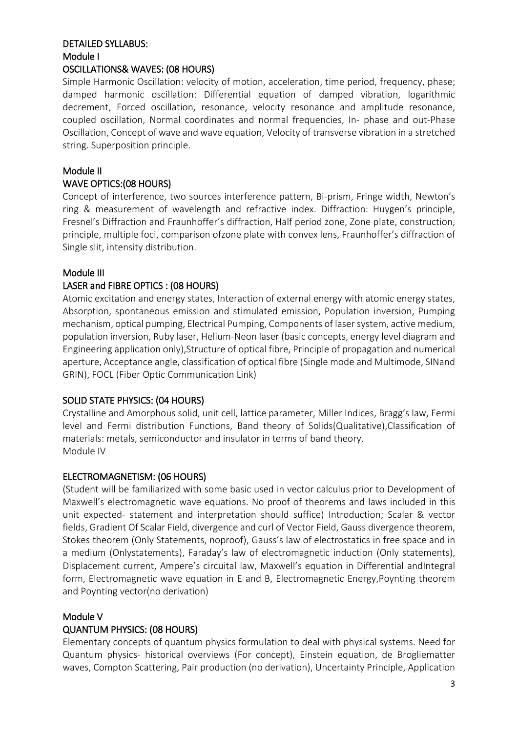## DETAILED SYLLABUS:

### Module I

#### OSCILLATIONS& WAVES: (08 HOURS)

Simple Harmonic Oscillation: velocity of motion, acceleration, time period, frequency, phase; damped harmonic oscillation: Differential equation of damped vibration, logarithmic decrement, Forced oscillation, resonance, velocity resonance and amplitude resonance, coupled oscillation, Normal coordinates and normal frequencies, In- phase and out-Phase Oscillation, Concept of wave and wave equation, Velocity of transverse vibration in a stretched string. Superposition principle.

### Module II

#### WAVE OPTICS:(08 HOURS)

Concept of interference, two sources interference pattern, Bi-prism, Fringe width, Newton's ring & measurement of wavelength and refractive index. Diffraction: Huygen's principle, Fresnel's Diffraction and Fraunhoffer's diffraction, Half period zone, Zone plate, construction, principle, multiple foci, comparison ofzone plate with convex lens, Fraunhoffer's diffraction of Single slit, intensity distribution.

### Module III

#### LASER and FIBRE OPTICS : (08 HOURS)

Atomic excitation and energy states, Interaction of external energy with atomic energy states, Absorption, spontaneous emission and stimulated emission, Population inversion, Pumping mechanism, optical pumping, Electrical Pumping, Components of laser system, active medium, population inversion, Ruby laser, Helium-Neon laser (basic concepts, energy level diagram and Engineering application only),Structure of optical fibre, Principle of propagation and numerical aperture, Acceptance angle, classification of optical fibre (Single mode and Multimode, SINand GRIN), FOCL (Fiber Optic Communication Link)

#### SOLID STATE PHYSICS: (04 HOURS)

Crystalline and Amorphous solid, unit cell, lattice parameter, Miller Indices, Bragg's law, Fermi level and Fermi distribution Functions, Band theory of Solids(Qualitative),Classification of materials: metals, semiconductor and insulator in terms of band theory.

Module IV

#### ELECTROMAGNETISM: (06 HOURS)

(Student will be familiarized with some basic used in vector calculus prior to Development of Maxwell's electromagnetic wave equations. No proof of theorems and laws included in this unit expected- statement and interpretation should suffice) Introduction; Scalar & vector fields, Gradient Of Scalar Field, divergence and curl of Vector Field, Gauss divergence theorem, Stokes theorem (Only Statements, noproof), Gauss's law of electrostatics in free space and in a medium (Onlystatements), Faraday's law of electromagnetic induction (Only statements), Displacement current, Ampere's circuital law, Maxwell's equation in Differential andIntegral form, Electromagnetic wave equation in E and B, Electromagnetic Energy,Poynting theorem and Poynting vector(no derivation)

### Module V

#### QUANTUM PHYSICS: (08 HOURS)

Elementary concepts of quantum physics formulation to deal with physical systems. Need for Quantum physics- historical overviews (For concept), Einstein equation, de Brogliematter waves, Compton Scattering, Pair production (no derivation), Uncertainty Principle, Application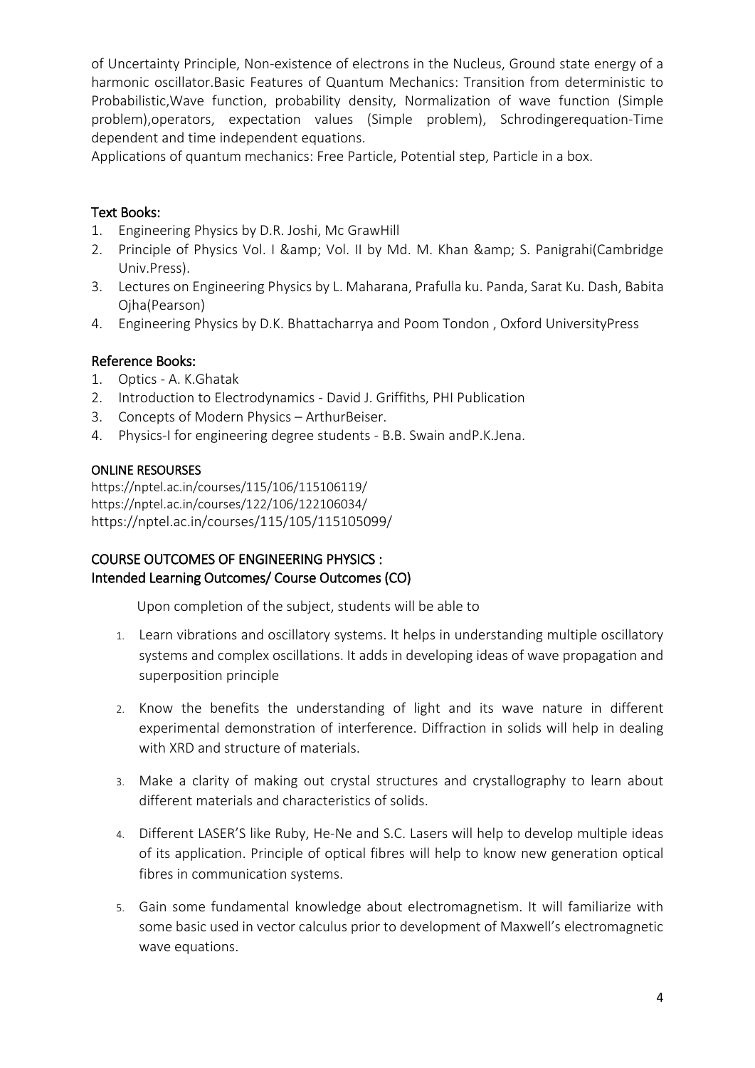of Uncertainty Principle, Non-existence of electrons in the Nucleus, Ground state energy of a harmonic oscillator.Basic Features of Quantum Mechanics: Transition from deterministic to Probabilistic,Wave function, probability density, Normalization of wave function (Simple problem),operators, expectation values (Simple problem), Schrodingerequation-Time dependent and time independent equations.

Applications of quantum mechanics: Free Particle, Potential step, Particle in a box.

## Text Books:

1. Engineering Physics by D.R. Joshi, Mc GrawHill
2. Principle of Physics Vol. I &amp; Vol. II by Md. M. Khan &amp; S. Panigrahi(Cambridge Univ.Press).
3. Lectures on Engineering Physics by L. Maharana, Prafulla ku. Panda, Sarat Ku. Dash, Babita Ojha(Pearson)
4. Engineering Physics by D.K. Bhattacharrya and Poom Tondon , Oxford UniversityPress

## Reference Books:

1. Optics - A. K.Ghatak
2. Introduction to Electrodynamics - David J. Griffiths, PHI Publication
3. Concepts of Modern Physics – ArthurBeiser.
4. Physics-I for engineering degree students - B.B. Swain andP.K.Jena.

## ONLINE RESOURSES

https://nptel.ac.in/courses/115/106/115106119/
https://nptel.ac.in/courses/122/106/122106034/
https://nptel.ac.in/courses/115/105/115105099/

## COURSE OUTCOMES OF ENGINEERING PHYSICS :
## Intended Learning Outcomes/ Course Outcomes (CO)

Upon completion of the subject, students will be able to

1. Learn vibrations and oscillatory systems. It helps in understanding multiple oscillatory systems and complex oscillations. It adds in developing ideas of wave propagation and superposition principle
2. Know the benefits the understanding of light and its wave nature in different experimental demonstration of interference. Diffraction in solids will help in dealing with XRD and structure of materials.
3. Make a clarity of making out crystal structures and crystallography to learn about different materials and characteristics of solids.
4. Different LASER'S like Ruby, He-Ne and S.C. Lasers will help to develop multiple ideas of its application. Principle of optical fibres will help to know new generation optical fibres in communication systems.
5. Gain some fundamental knowledge about electromagnetism. It will familiarize with some basic used in vector calculus prior to development of Maxwell's electromagnetic wave equations.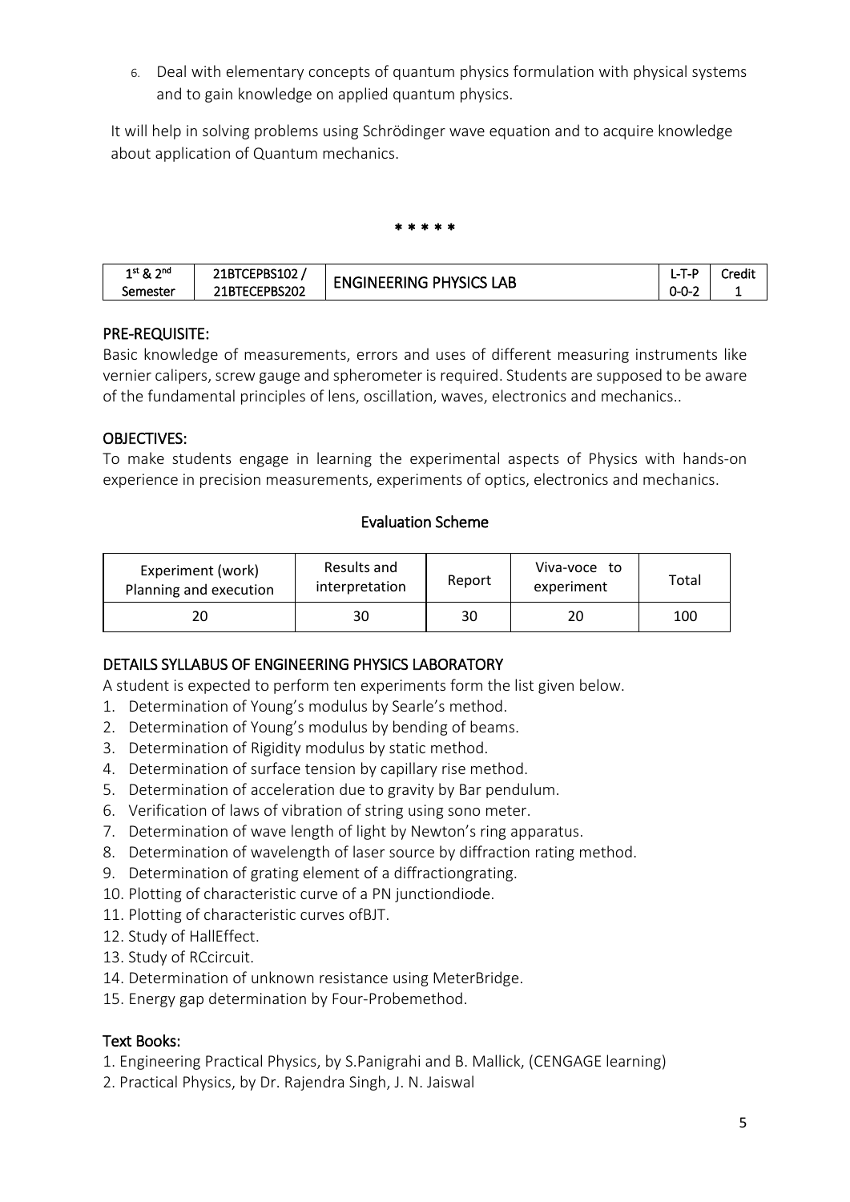6. Deal with elementary concepts of quantum physics formulation with physical systems and to gain knowledge on applied quantum physics.

It will help in solving problems using Schrödinger wave equation and to acquire knowledge about application of Quantum mechanics.

* * * * *

| 1st & 2nd Semester | 21BTCEPBS102 / 21BTECEPBS202 | ENGINEERING PHYSICS LAB | L-T-P 0-0-2 | Credit 1 |
|---|---|---|---|---|

## PRE-REQUISITE:

Basic knowledge of measurements, errors and uses of different measuring instruments like vernier calipers, screw gauge and spherometer is required. Students are supposed to be aware of the fundamental principles of lens, oscillation, waves, electronics and mechanics..

## OBJECTIVES:

To make students engage in learning the experimental aspects of Physics with hands-on experience in precision measurements, experiments of optics, electronics and mechanics.

### Evaluation Scheme

| Experiment (work) Planning and execution | Results and interpretation | Report | Viva-voce to experiment | Total |
|---|---|---|---|---|
| 20 | 30 | 30 | 20 | 100 |

## DETAILS SYLLABUS OF ENGINEERING PHYSICS LABORATORY

A student is expected to perform ten experiments form the list given below.

1. Determination of Young's modulus by Searle's method.
2. Determination of Young's modulus by bending of beams.
3. Determination of Rigidity modulus by static method.
4. Determination of surface tension by capillary rise method.
5. Determination of acceleration due to gravity by Bar pendulum.
6. Verification of laws of vibration of string using sono meter.
7. Determination of wave length of light by Newton's ring apparatus.
8. Determination of wavelength of laser source by diffraction rating method.
9. Determination of grating element of a diffractiongrating.
10. Plotting of characteristic curve of a PN junctiondiode.
11. Plotting of characteristic curves ofBJT.
12. Study of HallEffect.
13. Study of RCcircuit.
14. Determination of unknown resistance using MeterBridge.
15. Energy gap determination by Four-Probemethod.

## Text Books:

1. Engineering Practical Physics, by S.Panigrahi and B. Mallick, (CENGAGE learning)
2. Practical Physics, by Dr. Rajendra Singh, J. N. Jaiswal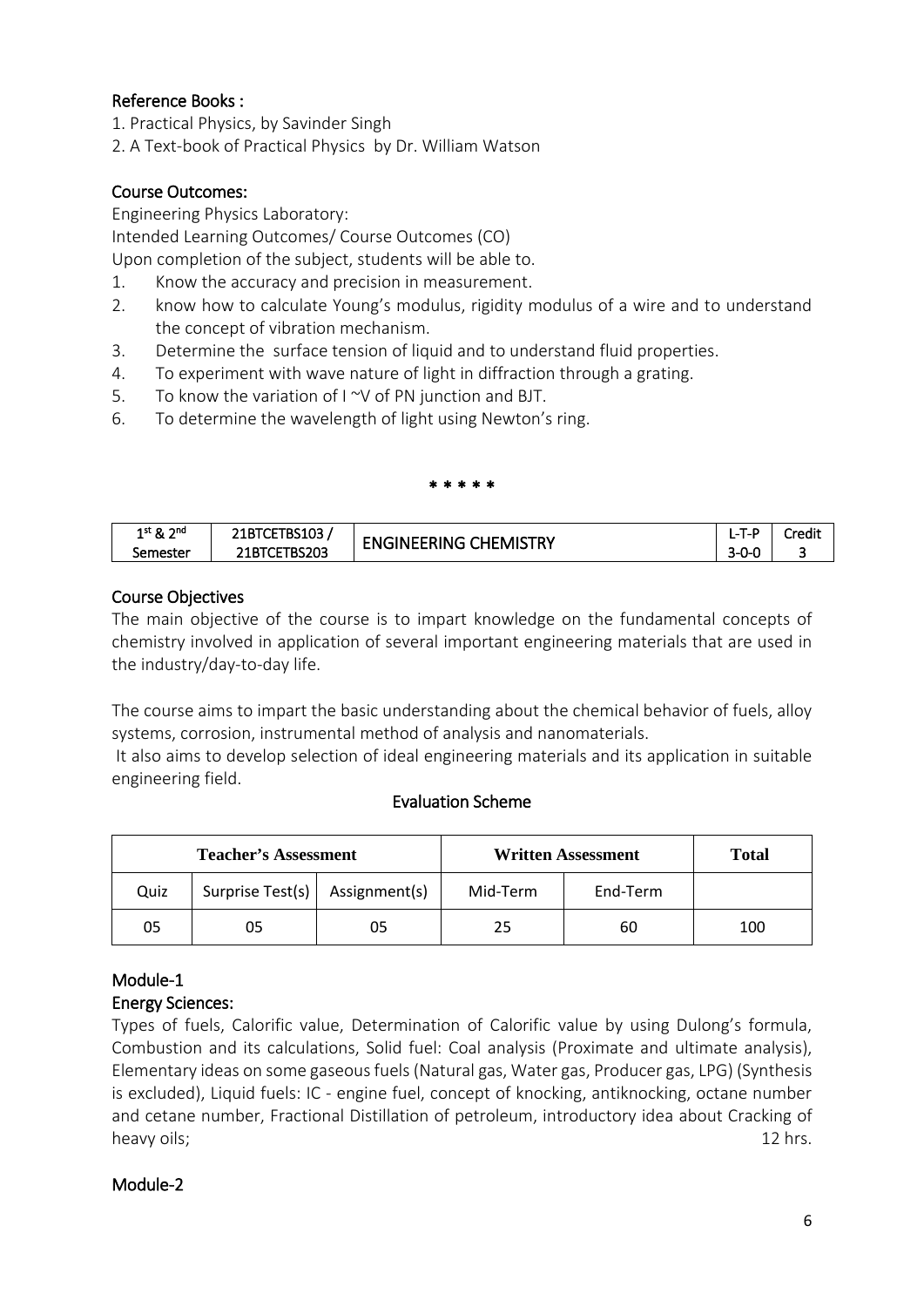### Reference Books :

1. Practical Physics, by Savinder Singh
2. A Text-book of Practical Physics by Dr. William Watson

### Course Outcomes:

Engineering Physics Laboratory:

Intended Learning Outcomes/ Course Outcomes (CO)

Upon completion of the subject, students will be able to.

1. Know the accuracy and precision in measurement.
2. know how to calculate Young's modulus, rigidity modulus of a wire and to understand the concept of vibration mechanism.
3. Determine the surface tension of liquid and to understand fluid properties.
4. To experiment with wave nature of light in diffraction through a grating.
5. To know the variation of I ~V of PN junction and BJT.
6. To determine the wavelength of light using Newton's ring.

\* \* \* \* \*

| $1^{st}$ & $2^{nd}$ Semester | 21BTCETBS103 / 21BTCETBS203 | ENGINEERING CHEMISTRY | L-T-P 3-0-0 | Credit 3 |
|---|---|---|---|---|

### Course Objectives

The main objective of the course is to impart knowledge on the fundamental concepts of chemistry involved in application of several important engineering materials that are used in the industry/day-to-day life.

The course aims to impart the basic understanding about the chemical behavior of fuels, alloy systems, corrosion, instrumental method of analysis and nanomaterials.

It also aims to develop selection of ideal engineering materials and its application in suitable engineering field.

#### Evaluation Scheme

| Teacher's Assessment | | | Written Assessment | | Total |
|---|---|---|---|---|---|
| Quiz | Surprise Test(s) | Assignment(s) | Mid-Term | End-Term | |
| 05 | 05 | 05 | 25 | 60 | 100 |

### Module-1

#### Energy Sciences:

Types of fuels, Calorific value, Determination of Calorific value by using Dulong's formula, Combustion and its calculations, Solid fuel: Coal analysis (Proximate and ultimate analysis), Elementary ideas on some gaseous fuels (Natural gas, Water gas, Producer gas, LPG) (Synthesis is excluded), Liquid fuels: IC - engine fuel, concept of knocking, antiknocking, octane number and cetane number, Fractional Distillation of petroleum, introductory idea about Cracking of heavy oils; 12 hrs.

### Module-2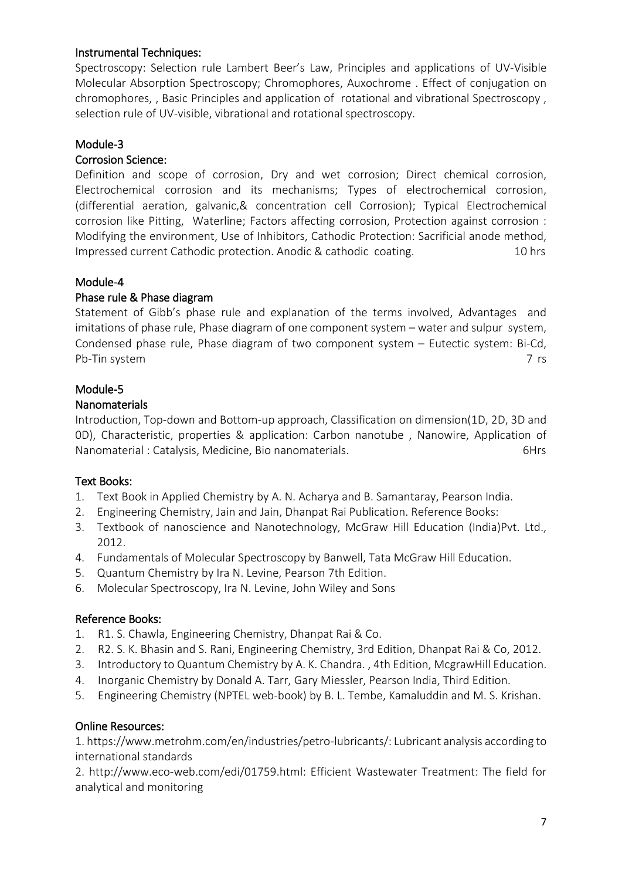### Instrumental Techniques:

Spectroscopy: Selection rule Lambert Beer's Law, Principles and applications of UV-Visible Molecular Absorption Spectroscopy; Chromophores, Auxochrome . Effect of conjugation on chromophores, , Basic Principles and application of rotational and vibrational Spectroscopy , selection rule of UV-visible, vibrational and rotational spectroscopy.

### Module-3

### Corrosion Science:

Definition and scope of corrosion, Dry and wet corrosion; Direct chemical corrosion, Electrochemical corrosion and its mechanisms; Types of electrochemical corrosion, (differential aeration, galvanic,& concentration cell Corrosion); Typical Electrochemical corrosion like Pitting, Waterline; Factors affecting corrosion, Protection against corrosion : Modifying the environment, Use of Inhibitors, Cathodic Protection: Sacrificial anode method, Impressed current Cathodic protection. Anodic & cathodic coating. 10 hrs

### Module-4

### Phase rule & Phase diagram

Statement of Gibb's phase rule and explanation of the terms involved, Advantages and imitations of phase rule, Phase diagram of one component system – water and sulpur system, Condensed phase rule, Phase diagram of two component system – Eutectic system: Bi-Cd, Pb-Tin system 7 rs

### Module-5

### Nanomaterials

Introduction, Top-down and Bottom-up approach, Classification on dimension(1D, 2D, 3D and 0D), Characteristic, properties & application: Carbon nanotube , Nanowire, Application of Nanomaterial : Catalysis, Medicine, Bio nanomaterials. 6Hrs

### Text Books:

1. Text Book in Applied Chemistry by A. N. Acharya and B. Samantaray, Pearson India.
2. Engineering Chemistry, Jain and Jain, Dhanpat Rai Publication. Reference Books:
3. Textbook of nanoscience and Nanotechnology, McGraw Hill Education (India)Pvt. Ltd., 2012.
4. Fundamentals of Molecular Spectroscopy by Banwell, Tata McGraw Hill Education.
5. Quantum Chemistry by Ira N. Levine, Pearson 7th Edition.
6. Molecular Spectroscopy, Ira N. Levine, John Wiley and Sons

### Reference Books:

1. R1. S. Chawla, Engineering Chemistry, Dhanpat Rai & Co.
2. R2. S. K. Bhasin and S. Rani, Engineering Chemistry, 3rd Edition, Dhanpat Rai & Co, 2012.
3. Introductory to Quantum Chemistry by A. K. Chandra. , 4th Edition, McgrawHill Education.
4. Inorganic Chemistry by Donald A. Tarr, Gary Miessler, Pearson India, Third Edition.
5. Engineering Chemistry (NPTEL web-book) by B. L. Tembe, Kamaluddin and M. S. Krishan.

### Online Resources:

1. https://www.metrohm.com/en/industries/petro-lubricants/: Lubricant analysis according to international standards

2. http://www.eco-web.com/edi/01759.html: Efficient Wastewater Treatment: The field for analytical and monitoring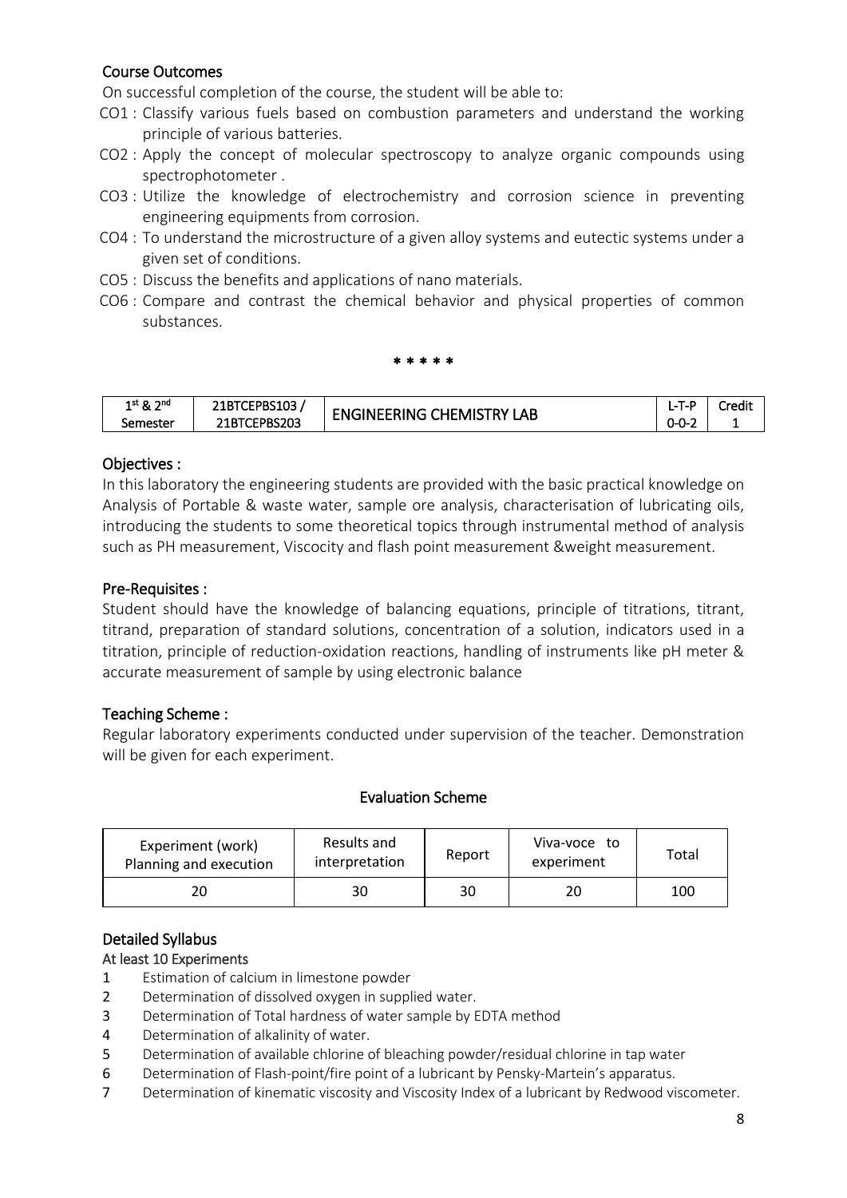## Course Outcomes

On successful completion of the course, the student will be able to:

- CO1 : Classify various fuels based on combustion parameters and understand the working principle of various batteries.
- CO2 : Apply the concept of molecular spectroscopy to analyze organic compounds using spectrophotometer .
- CO3 : Utilize the knowledge of electrochemistry and corrosion science in preventing engineering equipments from corrosion.
- CO4 : To understand the microstructure of a given alloy systems and eutectic systems under a given set of conditions.
- CO5 : Discuss the benefits and applications of nano materials.
- CO6 : Compare and contrast the chemical behavior and physical properties of common substances.

\* \* \* \* \*

| 1st & 2nd Semester | 21BTCEPBS103 / 21BTCEPBS203 | ENGINEERING CHEMISTRY LAB | L-T-P 0-0-2 | Credit 1 |
|---|---|---|---|---|

## Objectives :

In this laboratory the engineering students are provided with the basic practical knowledge on Analysis of Portable & waste water, sample ore analysis, characterisation of lubricating oils, introducing the students to some theoretical topics through instrumental method of analysis such as PH measurement, Viscocity and flash point measurement &weight measurement.

## Pre-Requisites :

Student should have the knowledge of balancing equations, principle of titrations, titrant, titrand, preparation of standard solutions, concentration of a solution, indicators used in a titration, principle of reduction-oxidation reactions, handling of instruments like pH meter & accurate measurement of sample by using electronic balance

## Teaching Scheme :

Regular laboratory experiments conducted under supervision of the teacher. Demonstration will be given for each experiment.

### Evaluation Scheme

| Experiment (work) Planning and execution | Results and interpretation | Report | Viva-voce to experiment | Total |
|---|---|---|---|---|
| 20 | 30 | 30 | 20 | 100 |

## Detailed Syllabus

At least 10 Experiments

1. Estimation of calcium in limestone powder
2. Determination of dissolved oxygen in supplied water.
3. Determination of Total hardness of water sample by EDTA method
4. Determination of alkalinity of water.
5. Determination of available chlorine of bleaching powder/residual chlorine in tap water
6. Determination of Flash-point/fire point of a lubricant by Pensky-Martein's apparatus.
7. Determination of kinematic viscosity and Viscosity Index of a lubricant by Redwood viscometer.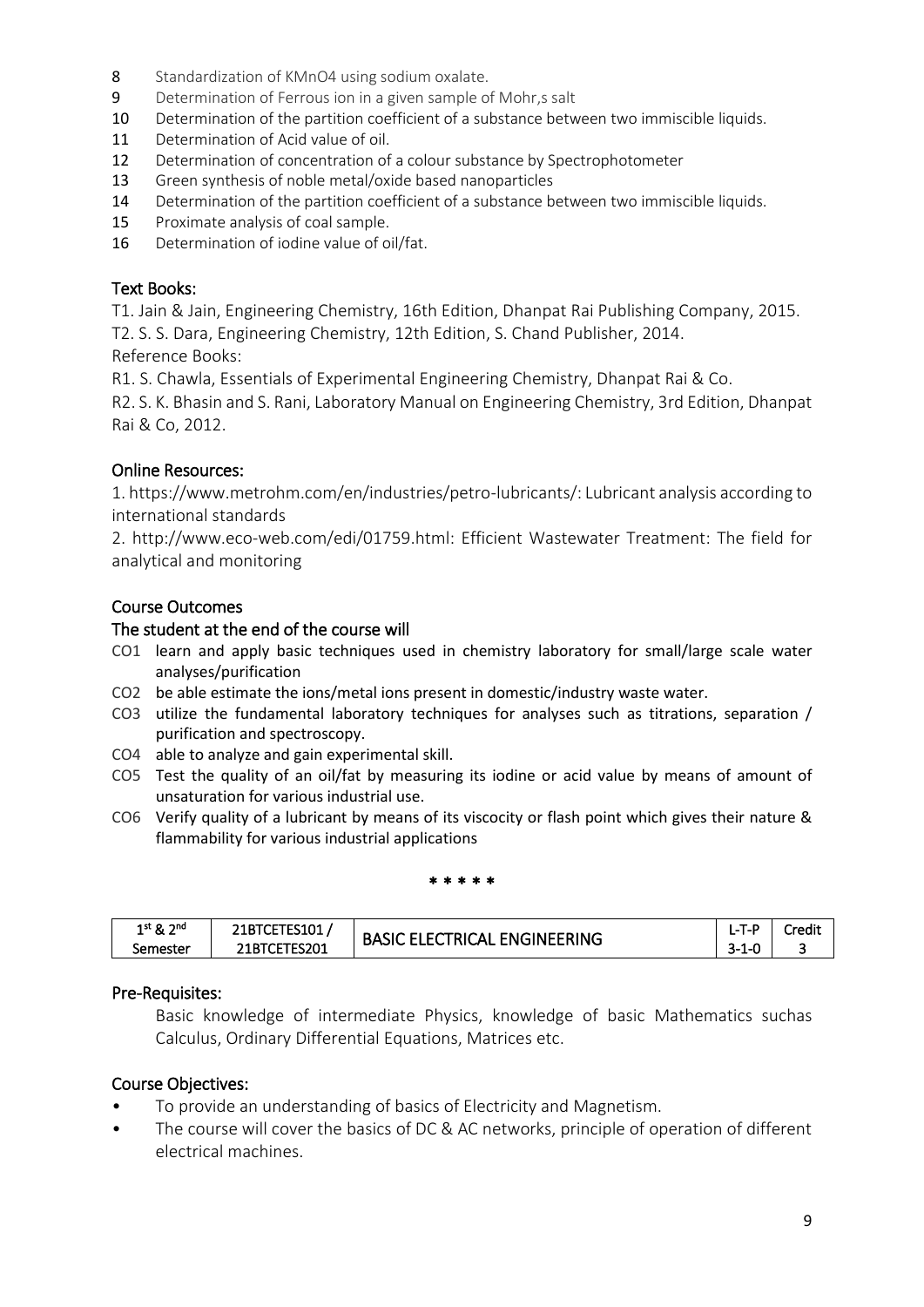8. Standardization of $KMnO_4$ using sodium oxalate.
9. Determination of Ferrous ion in a given sample of Mohr,s salt
10. Determination of the partition coefficient of a substance between two immiscible liquids.
11. Determination of Acid value of oil.
12. Determination of concentration of a colour substance by Spectrophotometer
13. Green synthesis of noble metal/oxide based nanoparticles
14. Determination of the partition coefficient of a substance between two immiscible liquids.
15. Proximate analysis of coal sample.
16. Determination of iodine value of oil/fat.

## Text Books:

T1. Jain & Jain, Engineering Chemistry, 16th Edition, Dhanpat Rai Publishing Company, 2015.

T2. S. S. Dara, Engineering Chemistry, 12th Edition, S. Chand Publisher, 2014.

Reference Books:

R1. S. Chawla, Essentials of Experimental Engineering Chemistry, Dhanpat Rai & Co.

R2. S. K. Bhasin and S. Rani, Laboratory Manual on Engineering Chemistry, 3rd Edition, Dhanpat Rai & Co, 2012.

## Online Resources:

1. https://www.metrohm.com/en/industries/petro-lubricants/: Lubricant analysis according to international standards
2. http://www.eco-web.com/edi/01759.html: Efficient Wastewater Treatment: The field for analytical and monitoring

## Course Outcomes

### The student at the end of the course will

- CO1 learn and apply basic techniques used in chemistry laboratory for small/large scale water analyses/purification
- CO2 be able estimate the ions/metal ions present in domestic/industry waste water.
- CO3 utilize the fundamental laboratory techniques for analyses such as titrations, separation / purification and spectroscopy.
- CO4 able to analyze and gain experimental skill.
- CO5 Test the quality of an oil/fat by measuring its iodine or acid value by means of amount of unsaturation for various industrial use.
- CO6 Verify quality of a lubricant by means of its viscocity or flash point which gives their nature & flammability for various industrial applications

\* \* \* \* \*

| 1st & 2nd Semester | 21BTCETES101 / 21BTCETES201 | BASIC ELECTRICAL ENGINEERING | L-T-P 3-1-0 | Credit 3 |
|---|---|---|---|---|

## Pre-Requisites:

Basic knowledge of intermediate Physics, knowledge of basic Mathematics suchas Calculus, Ordinary Differential Equations, Matrices etc.

## Course Objectives:

- To provide an understanding of basics of Electricity and Magnetism.
- The course will cover the basics of DC & AC networks, principle of operation of different electrical machines.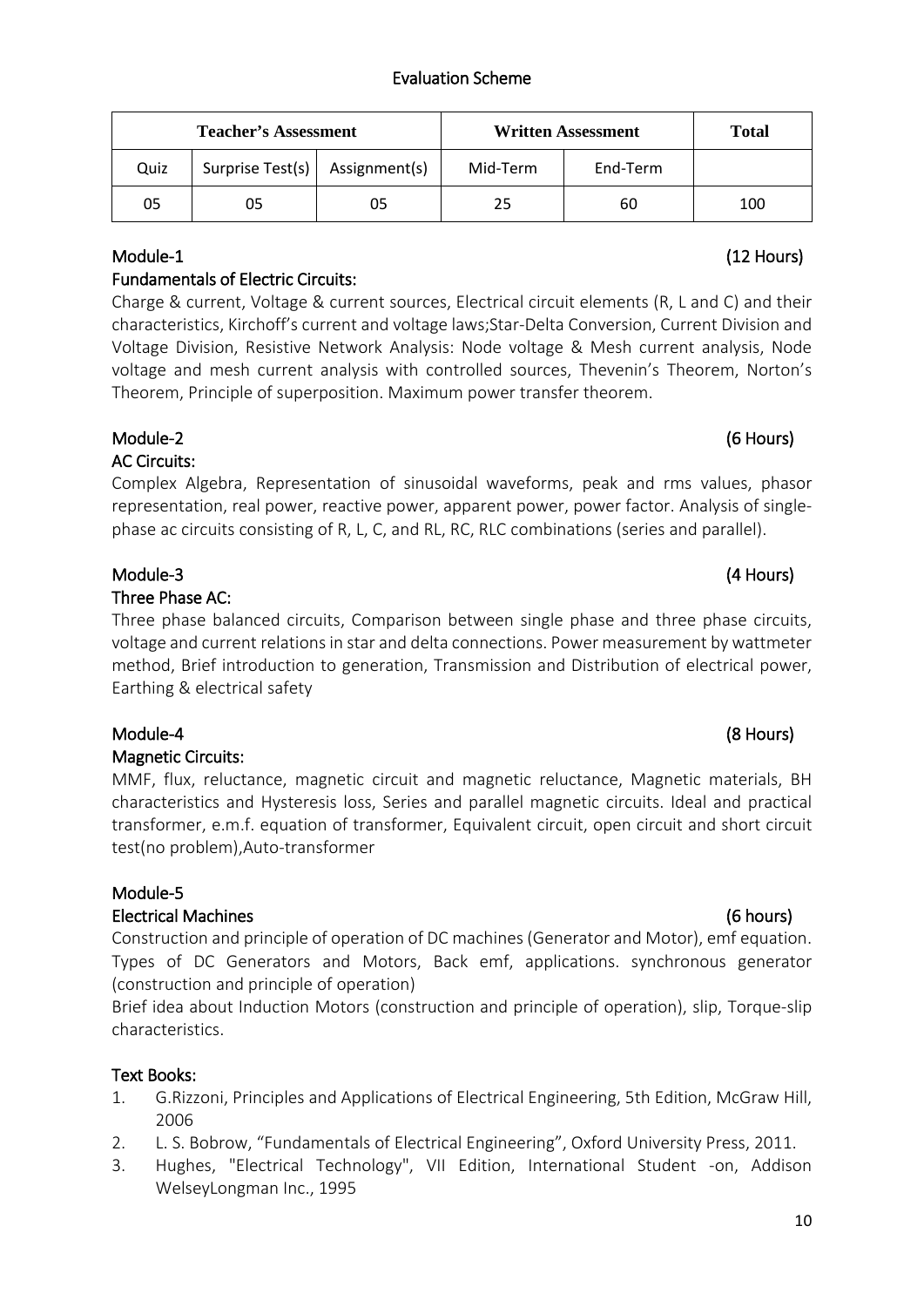## Evaluation Scheme

| Teacher's Assessment | | | Written Assessment | | Total |
|---|---|---|---|---|---|
| Quiz | Surprise Test(s) | Assignment(s) | Mid-Term | End-Term | |
| 05 | 05 | 05 | 25 | 60 | 100 |

### Module-1 (12 Hours)

**Fundamentals of Electric Circuits:**

Charge & current, Voltage & current sources, Electrical circuit elements (R, L and C) and their characteristics, Kirchoff's current and voltage laws;Star-Delta Conversion, Current Division and Voltage Division, Resistive Network Analysis: Node voltage & Mesh current analysis, Node voltage and mesh current analysis with controlled sources, Thevenin's Theorem, Norton's Theorem, Principle of superposition. Maximum power transfer theorem.

### Module-2 (6 Hours)

**AC Circuits:**

Complex Algebra, Representation of sinusoidal waveforms, peak and rms values, phasor representation, real power, reactive power, apparent power, power factor. Analysis of single-phase ac circuits consisting of R, L, C, and RL, RC, RLC combinations (series and parallel).

### Module-3 (4 Hours)

**Three Phase AC:**

Three phase balanced circuits, Comparison between single phase and three phase circuits, voltage and current relations in star and delta connections. Power measurement by wattmeter method, Brief introduction to generation, Transmission and Distribution of electrical power, Earthing & electrical safety

### Module-4 (8 Hours)

**Magnetic Circuits:**

MMF, flux, reluctance, magnetic circuit and magnetic reluctance, Magnetic materials, BH characteristics and Hysteresis loss, Series and parallel magnetic circuits. Ideal and practical transformer, e.m.f. equation of transformer, Equivalent circuit, open circuit and short circuit test(no problem),Auto-transformer

### Module-5

**Electrical Machines (6 hours)**

Construction and principle of operation of DC machines (Generator and Motor), emf equation. Types of DC Generators and Motors, Back emf, applications. synchronous generator (construction and principle of operation)

Brief idea about Induction Motors (construction and principle of operation), slip, Torque-slip characteristics.

### Text Books:

1. G.Rizzoni, Principles and Applications of Electrical Engineering, 5th Edition, McGraw Hill, 2006
2. L. S. Bobrow, "Fundamentals of Electrical Engineering", Oxford University Press, 2011.
3. Hughes, "Electrical Technology", VII Edition, International Student -on, Addison WelseyLongman Inc., 1995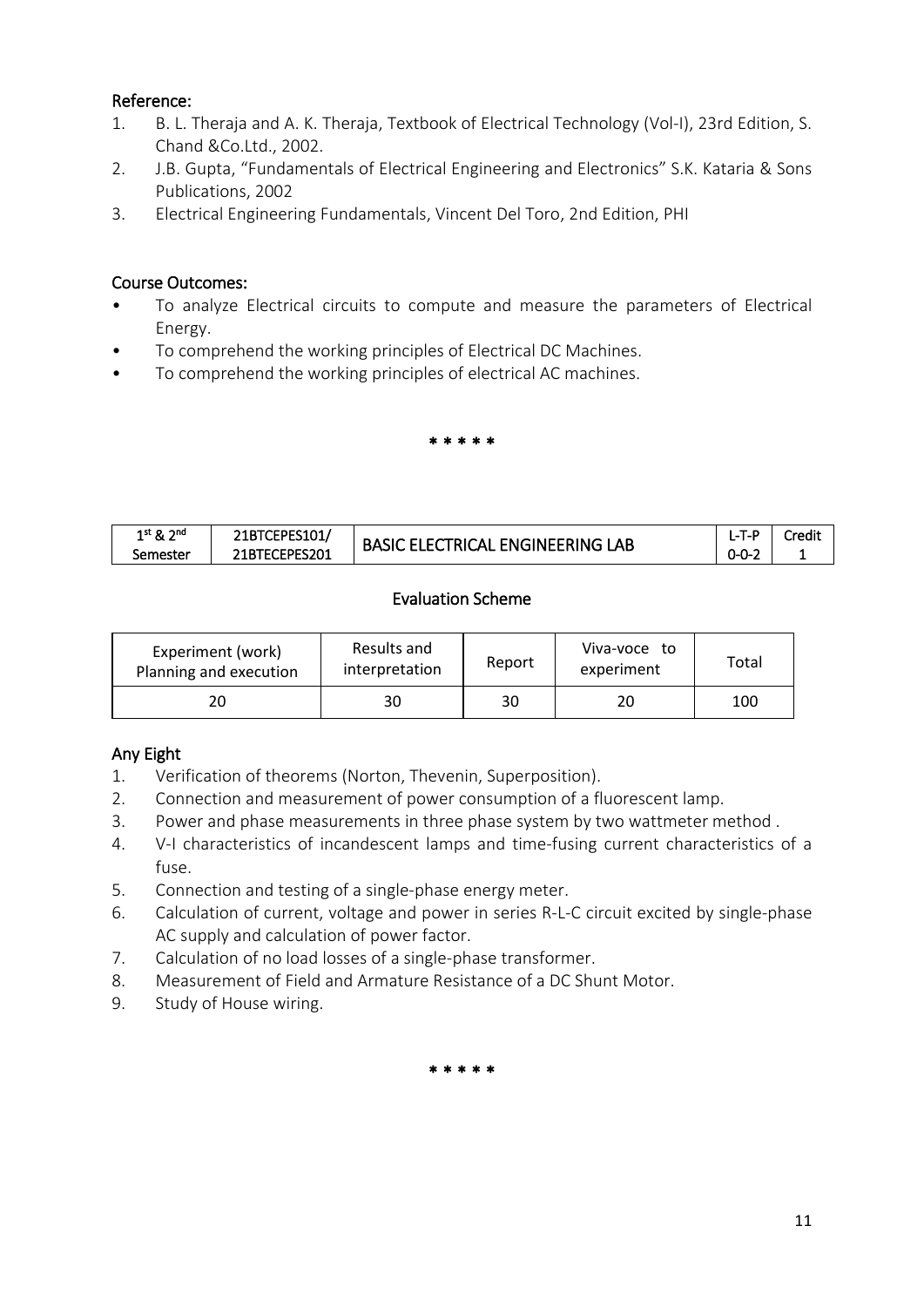## Reference:

1. B. L. Theraja and A. K. Theraja, Textbook of Electrical Technology (Vol-I), 23rd Edition, S. Chand &Co.Ltd., 2002.
2. J.B. Gupta, "Fundamentals of Electrical Engineering and Electronics" S.K. Kataria & Sons Publications, 2002
3. Electrical Engineering Fundamentals, Vincent Del Toro, 2nd Edition, PHI

## Course Outcomes:

- To analyze Electrical circuits to compute and measure the parameters of Electrical Energy.
- To comprehend the working principles of Electrical DC Machines.
- To comprehend the working principles of electrical AC machines.

* * * * *

| 1st & 2nd Semester | 21BTCEPES101/ 21BTECEPES201 | BASIC ELECTRICAL ENGINEERING LAB | L-T-P 0-0-2 | Credit 1 |
|---|---|---|---|---|

### Evaluation Scheme

| Experiment (work) Planning and execution | Results and interpretation | Report | Viva-voce to experiment | Total |
|---|---|---|---|---|
| 20 | 30 | 30 | 20 | 100 |

## Any Eight

1. Verification of theorems (Norton, Thevenin, Superposition).
2. Connection and measurement of power consumption of a fluorescent lamp.
3. Power and phase measurements in three phase system by two wattmeter method .
4. V-I characteristics of incandescent lamps and time-fusing current characteristics of a fuse.
5. Connection and testing of a single-phase energy meter.
6. Calculation of current, voltage and power in series R-L-C circuit excited by single-phase AC supply and calculation of power factor.
7. Calculation of no load losses of a single-phase transformer.
8. Measurement of Field and Armature Resistance of a DC Shunt Motor.
9. Study of House wiring.

* * * * *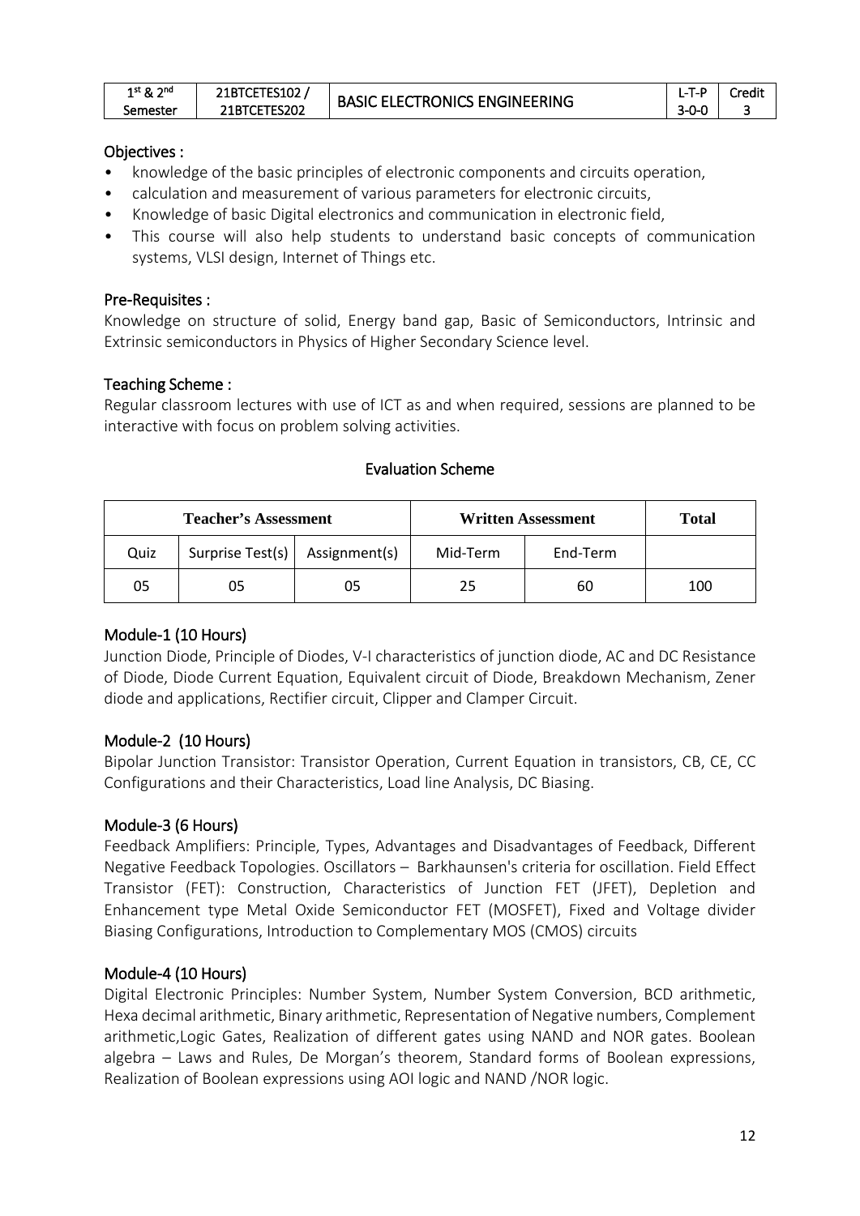| 1st & 2nd Semester | 21BTCETES102 / 21BTCETES202 | BASIC ELECTRONICS ENGINEERING | L-T-P 3-0-0 | Credit 3 |
|---|---|---|---|---|

### Objectives :

- knowledge of the basic principles of electronic components and circuits operation,
- calculation and measurement of various parameters for electronic circuits,
- Knowledge of basic Digital electronics and communication in electronic field,
- This course will also help students to understand basic concepts of communication systems, VLSI design, Internet of Things etc.

### Pre-Requisites :

Knowledge on structure of solid, Energy band gap, Basic of Semiconductors, Intrinsic and Extrinsic semiconductors in Physics of Higher Secondary Science level.

### Teaching Scheme :

Regular classroom lectures with use of ICT as and when required, sessions are planned to be interactive with focus on problem solving activities.

### Evaluation Scheme

| Teacher's Assessment | | | Written Assessment | | Total |
|---|---|---|---|---|---|
| Quiz | Surprise Test(s) | Assignment(s) | Mid-Term | End-Term | |
| 05 | 05 | 05 | 25 | 60 | 100 |

### Module-1 (10 Hours)

Junction Diode, Principle of Diodes, V-I characteristics of junction diode, AC and DC Resistance of Diode, Diode Current Equation, Equivalent circuit of Diode, Breakdown Mechanism, Zener diode and applications, Rectifier circuit, Clipper and Clamper Circuit.

### Module-2 (10 Hours)

Bipolar Junction Transistor: Transistor Operation, Current Equation in transistors, CB, CE, CC Configurations and their Characteristics, Load line Analysis, DC Biasing.

### Module-3 (6 Hours)

Feedback Amplifiers: Principle, Types, Advantages and Disadvantages of Feedback, Different Negative Feedback Topologies. Oscillators – Barkhaunsen's criteria for oscillation. Field Effect Transistor (FET): Construction, Characteristics of Junction FET (JFET), Depletion and Enhancement type Metal Oxide Semiconductor FET (MOSFET), Fixed and Voltage divider Biasing Configurations, Introduction to Complementary MOS (CMOS) circuits

### Module-4 (10 Hours)

Digital Electronic Principles: Number System, Number System Conversion, BCD arithmetic, Hexa decimal arithmetic, Binary arithmetic, Representation of Negative numbers, Complement arithmetic,Logic Gates, Realization of different gates using NAND and NOR gates. Boolean algebra – Laws and Rules, De Morgan's theorem, Standard forms of Boolean expressions, Realization of Boolean expressions using AOI logic and NAND /NOR logic.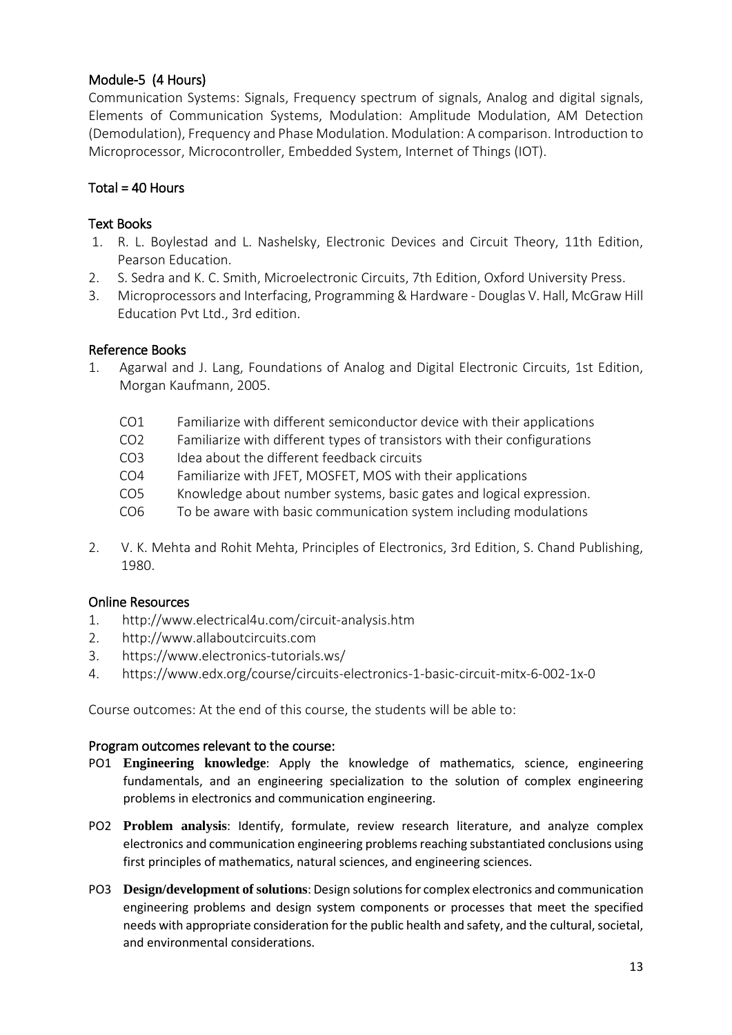### Module-5 (4 Hours)

Communication Systems: Signals, Frequency spectrum of signals, Analog and digital signals, Elements of Communication Systems, Modulation: Amplitude Modulation, AM Detection (Demodulation), Frequency and Phase Modulation. Modulation: A comparison. Introduction to Microprocessor, Microcontroller, Embedded System, Internet of Things (IOT).

### Total = 40 Hours

### Text Books

1. R. L. Boylestad and L. Nashelsky, Electronic Devices and Circuit Theory, 11th Edition, Pearson Education.
2. S. Sedra and K. C. Smith, Microelectronic Circuits, 7th Edition, Oxford University Press.
3. Microprocessors and Interfacing, Programming & Hardware - Douglas V. Hall, McGraw Hill Education Pvt Ltd., 3rd edition.

### Reference Books

1. Agarwal and J. Lang, Foundations of Analog and Digital Electronic Circuits, 1st Edition, Morgan Kaufmann, 2005.

   CO1 Familiarize with different semiconductor device with their applications
   CO2 Familiarize with different types of transistors with their configurations
   CO3 Idea about the different feedback circuits
   CO4 Familiarize with JFET, MOSFET, MOS with their applications
   CO5 Knowledge about number systems, basic gates and logical expression.
   CO6 To be aware with basic communication system including modulations

2. V. K. Mehta and Rohit Mehta, Principles of Electronics, 3rd Edition, S. Chand Publishing, 1980.

### Online Resources

1. http://www.electrical4u.com/circuit-analysis.htm
2. http://www.allaboutcircuits.com
3. https://www.electronics-tutorials.ws/
4. https://www.edx.org/course/circuits-electronics-1-basic-circuit-mitx-6-002-1x-0

Course outcomes: At the end of this course, the students will be able to:

### Program outcomes relevant to the course:

PO1 **Engineering knowledge**: Apply the knowledge of mathematics, science, engineering fundamentals, and an engineering specialization to the solution of complex engineering problems in electronics and communication engineering.

PO2 **Problem analysis**: Identify, formulate, review research literature, and analyze complex electronics and communication engineering problems reaching substantiated conclusions using first principles of mathematics, natural sciences, and engineering sciences.

PO3 **Design/development of solutions**: Design solutions for complex electronics and communication engineering problems and design system components or processes that meet the specified needs with appropriate consideration for the public health and safety, and the cultural, societal, and environmental considerations.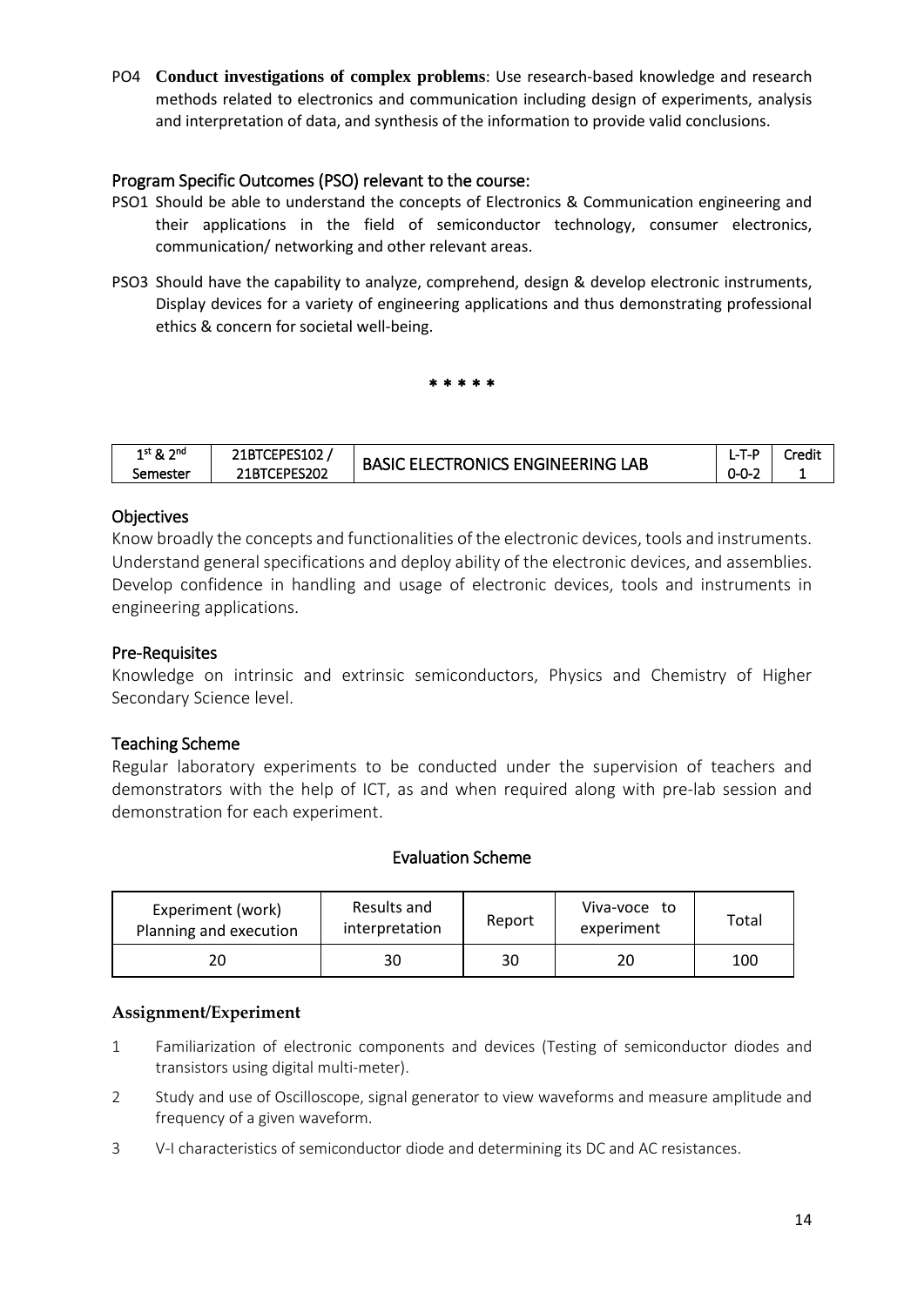PO4 **Conduct investigations of complex problems**: Use research-based knowledge and research methods related to electronics and communication including design of experiments, analysis and interpretation of data, and synthesis of the information to provide valid conclusions.

## Program Specific Outcomes (PSO) relevant to the course:

PSO1 Should be able to understand the concepts of Electronics & Communication engineering and their applications in the field of semiconductor technology, consumer electronics, communication/ networking and other relevant areas.

PSO3 Should have the capability to analyze, comprehend, design & develop electronic instruments, Display devices for a variety of engineering applications and thus demonstrating professional ethics & concern for societal well-being.

\* \* \* \* \*

| 1st & 2nd Semester | 21BTCEPES102 / 21BTCEPES202 | BASIC ELECTRONICS ENGINEERING LAB | L-T-P 0-0-2 | Credit 1 |
|---|---|---|---|---|

## Objectives

Know broadly the concepts and functionalities of the electronic devices, tools and instruments. Understand general specifications and deploy ability of the electronic devices, and assemblies. Develop confidence in handling and usage of electronic devices, tools and instruments in engineering applications.

## Pre-Requisites

Knowledge on intrinsic and extrinsic semiconductors, Physics and Chemistry of Higher Secondary Science level.

## Teaching Scheme

Regular laboratory experiments to be conducted under the supervision of teachers and demonstrators with the help of ICT, as and when required along with pre-lab session and demonstration for each experiment.

### Evaluation Scheme

| Experiment (work) Planning and execution | Results and interpretation | Report | Viva-voce to experiment | Total |
|---|---|---|---|---|
| 20 | 30 | 30 | 20 | 100 |

### Assignment/Experiment

1. Familiarization of electronic components and devices (Testing of semiconductor diodes and transistors using digital multi-meter).
2. Study and use of Oscilloscope, signal generator to view waveforms and measure amplitude and frequency of a given waveform.
3. V-I characteristics of semiconductor diode and determining its DC and AC resistances.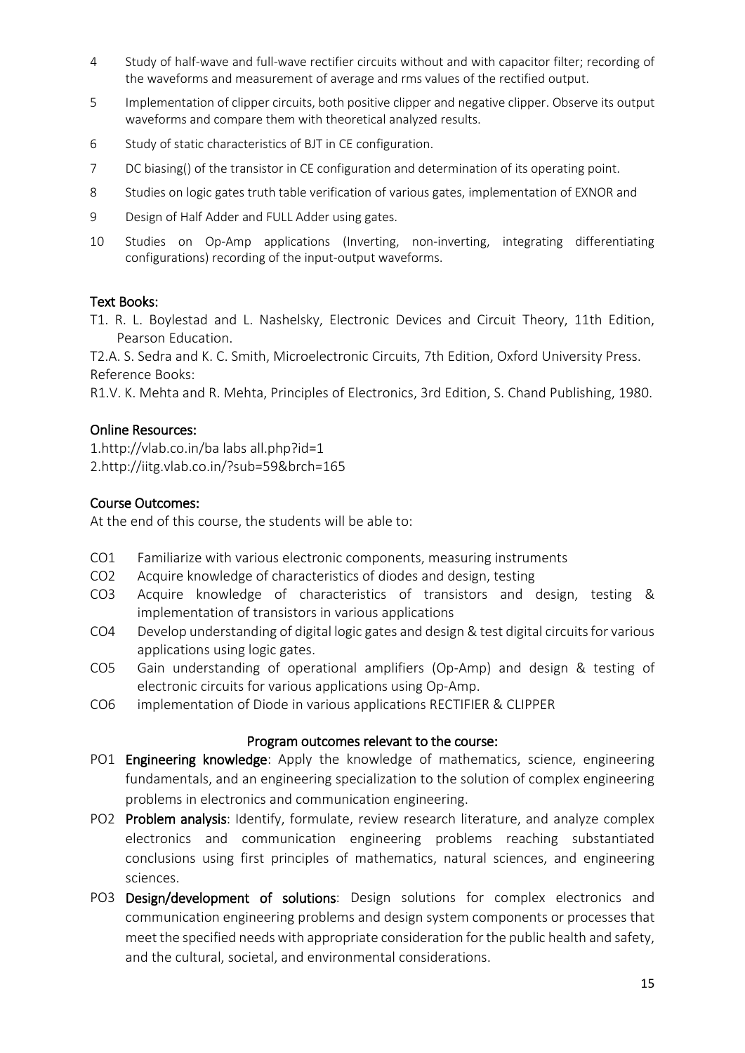4 Study of half-wave and full-wave rectifier circuits without and with capacitor filter; recording of the waveforms and measurement of average and rms values of the rectified output.

5 Implementation of clipper circuits, both positive clipper and negative clipper. Observe its output waveforms and compare them with theoretical analyzed results.

6 Study of static characteristics of BJT in CE configuration.

7 DC biasing() of the transistor in CE configuration and determination of its operating point.

8 Studies on logic gates truth table verification of various gates, implementation of EXNOR and

9 Design of Half Adder and FULL Adder using gates.

10 Studies on Op-Amp applications (Inverting, non-inverting, integrating differentiating configurations) recording of the input-output waveforms.

## Text Books:

T1. R. L. Boylestad and L. Nashelsky, Electronic Devices and Circuit Theory, 11th Edition, Pearson Education.

T2.A. S. Sedra and K. C. Smith, Microelectronic Circuits, 7th Edition, Oxford University Press.

Reference Books:

R1.V. K. Mehta and R. Mehta, Principles of Electronics, 3rd Edition, S. Chand Publishing, 1980.

## Online Resources:

1.http://vlab.co.in/ba labs all.php?id=1
2.http://iitg.vlab.co.in/?sub=59&brch=165

## Course Outcomes:

At the end of this course, the students will be able to:

- CO1 Familiarize with various electronic components, measuring instruments
- CO2 Acquire knowledge of characteristics of diodes and design, testing
- CO3 Acquire knowledge of characteristics of transistors and design, testing & implementation of transistors in various applications
- CO4 Develop understanding of digital logic gates and design & test digital circuits for various applications using logic gates.
- CO5 Gain understanding of operational amplifiers (Op-Amp) and design & testing of electronic circuits for various applications using Op-Amp.
- CO6 implementation of Diode in various applications RECTIFIER & CLIPPER

## Program outcomes relevant to the course:

PO1 **Engineering knowledge**: Apply the knowledge of mathematics, science, engineering fundamentals, and an engineering specialization to the solution of complex engineering problems in electronics and communication engineering.

PO2 **Problem analysis**: Identify, formulate, review research literature, and analyze complex electronics and communication engineering problems reaching substantiated conclusions using first principles of mathematics, natural sciences, and engineering sciences.

PO3 **Design/development of solutions**: Design solutions for complex electronics and communication engineering problems and design system components or processes that meet the specified needs with appropriate consideration for the public health and safety, and the cultural, societal, and environmental considerations.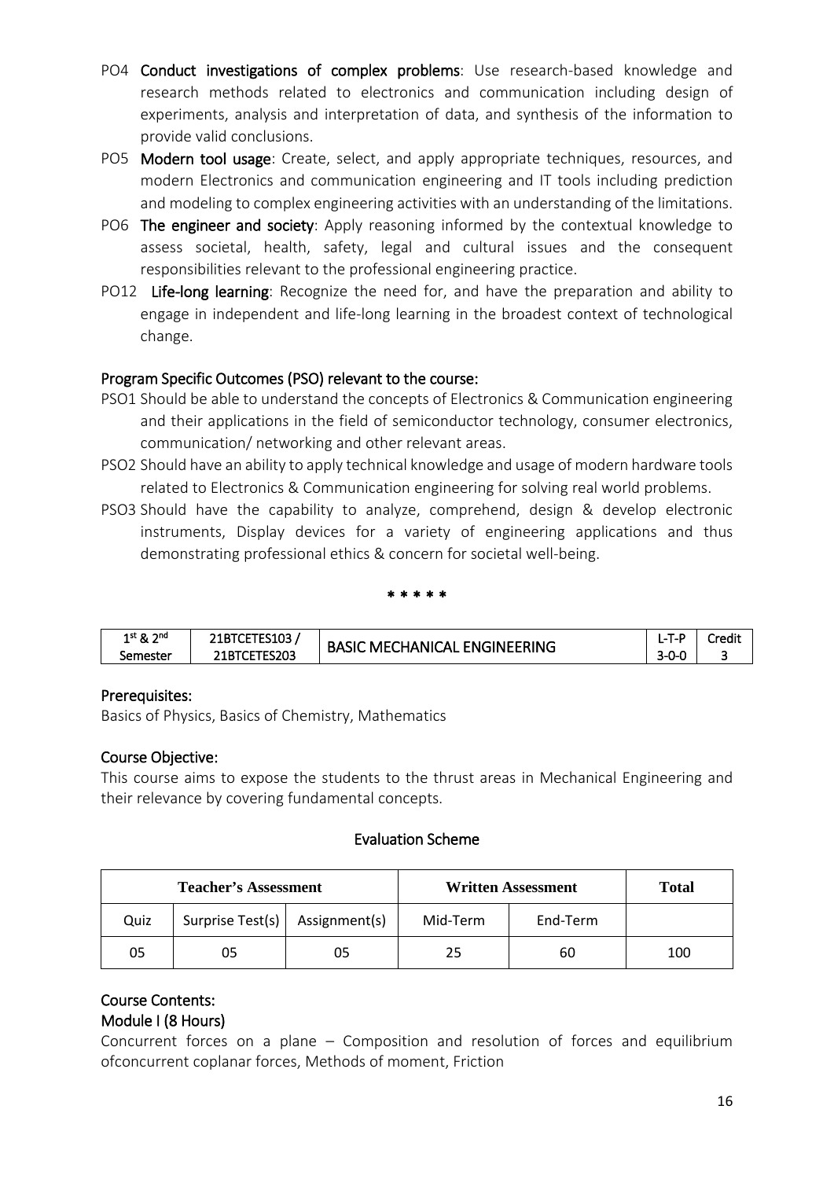PO4 **Conduct investigations of complex problems**: Use research-based knowledge and research methods related to electronics and communication including design of experiments, analysis and interpretation of data, and synthesis of the information to provide valid conclusions.

PO5 **Modern tool usage**: Create, select, and apply appropriate techniques, resources, and modern Electronics and communication engineering and IT tools including prediction and modeling to complex engineering activities with an understanding of the limitations.

PO6 **The engineer and society**: Apply reasoning informed by the contextual knowledge to assess societal, health, safety, legal and cultural issues and the consequent responsibilities relevant to the professional engineering practice.

PO12 **Life-long learning**: Recognize the need for, and have the preparation and ability to engage in independent and life-long learning in the broadest context of technological change.

## Program Specific Outcomes (PSO) relevant to the course:

PSO1 Should be able to understand the concepts of Electronics & Communication engineering and their applications in the field of semiconductor technology, consumer electronics, communication/ networking and other relevant areas.

PSO2 Should have an ability to apply technical knowledge and usage of modern hardware tools related to Electronics & Communication engineering for solving real world problems.

PSO3 Should have the capability to analyze, comprehend, design & develop electronic instruments, Display devices for a variety of engineering applications and thus demonstrating professional ethics & concern for societal well-being.

\* \* \* \* \*

| 1st & 2nd Semester | 21BTCETES103 / 21BTCETES203 | BASIC MECHANICAL ENGINEERING | L-T-P 3-0-0 | Credit 3 |
|---|---|---|---|---|

## Prerequisites:

Basics of Physics, Basics of Chemistry, Mathematics

## Course Objective:

This course aims to expose the students to the thrust areas in Mechanical Engineering and their relevance by covering fundamental concepts.

### Evaluation Scheme

| Teacher's Assessment | | | Written Assessment | | Total |
|---|---|---|---|---|---|
| Quiz | Surprise Test(s) | Assignment(s) | Mid-Term | End-Term | |
| 05 | 05 | 05 | 25 | 60 | 100 |

## Course Contents:

### Module I (8 Hours)

Concurrent forces on a plane – Composition and resolution of forces and equilibrium ofconcurrent coplanar forces, Methods of moment, Friction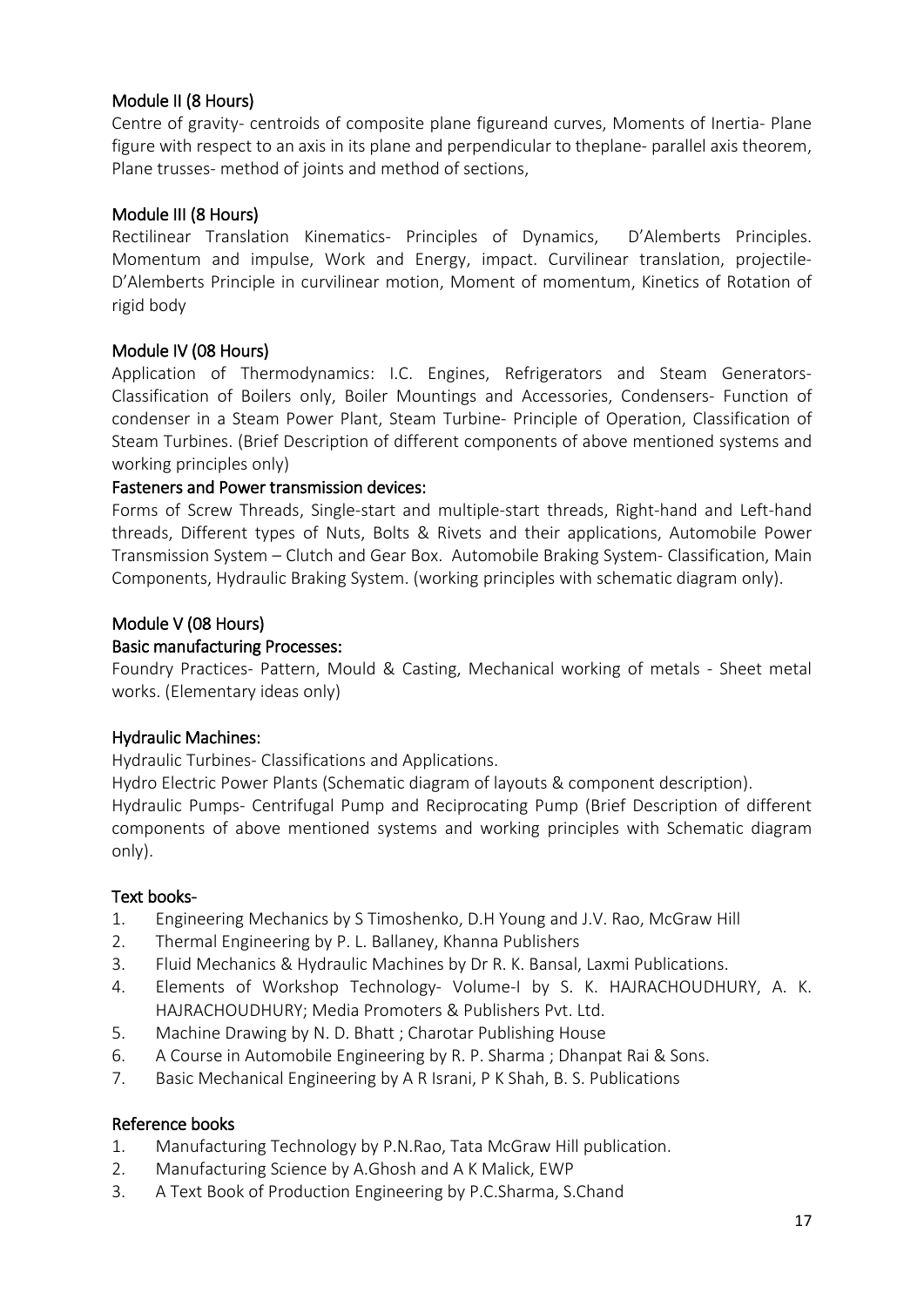### Module II (8 Hours)

Centre of gravity- centroids of composite plane figureand curves, Moments of Inertia- Plane figure with respect to an axis in its plane and perpendicular to theplane- parallel axis theorem, Plane trusses- method of joints and method of sections,

### Module III (8 Hours)

Rectilinear Translation Kinematics- Principles of Dynamics, D'Alemberts Principles. Momentum and impulse, Work and Energy, impact. Curvilinear translation, projectile- D'Alemberts Principle in curvilinear motion, Moment of momentum, Kinetics of Rotation of rigid body

### Module IV (08 Hours)

Application of Thermodynamics: I.C. Engines, Refrigerators and Steam Generators- Classification of Boilers only, Boiler Mountings and Accessories, Condensers- Function of condenser in a Steam Power Plant, Steam Turbine- Principle of Operation, Classification of Steam Turbines. (Brief Description of different components of above mentioned systems and working principles only)

#### Fasteners and Power transmission devices:

Forms of Screw Threads, Single-start and multiple-start threads, Right-hand and Left-hand threads, Different types of Nuts, Bolts & Rivets and their applications, Automobile Power Transmission System – Clutch and Gear Box. Automobile Braking System- Classification, Main Components, Hydraulic Braking System. (working principles with schematic diagram only).

### Module V (08 Hours)

#### Basic manufacturing Processes:

Foundry Practices- Pattern, Mould & Casting, Mechanical working of metals - Sheet metal works. (Elementary ideas only)

#### Hydraulic Machines:

Hydraulic Turbines- Classifications and Applications.

Hydro Electric Power Plants (Schematic diagram of layouts & component description).

Hydraulic Pumps- Centrifugal Pump and Reciprocating Pump (Brief Description of different components of above mentioned systems and working principles with Schematic diagram only).

### Text books-

1. Engineering Mechanics by S Timoshenko, D.H Young and J.V. Rao, McGraw Hill
2. Thermal Engineering by P. L. Ballaney, Khanna Publishers
3. Fluid Mechanics & Hydraulic Machines by Dr R. K. Bansal, Laxmi Publications.
4. Elements of Workshop Technology- Volume-I by S. K. HAJRACHOUDHURY, A. K. HAJRACHOUDHURY; Media Promoters & Publishers Pvt. Ltd.
5. Machine Drawing by N. D. Bhatt ; Charotar Publishing House
6. A Course in Automobile Engineering by R. P. Sharma ; Dhanpat Rai & Sons.
7. Basic Mechanical Engineering by A R Israni, P K Shah, B. S. Publications

### Reference books

1. Manufacturing Technology by P.N.Rao, Tata McGraw Hill publication.
2. Manufacturing Science by A.Ghosh and A K Malick, EWP
3. A Text Book of Production Engineering by P.C.Sharma, S.Chand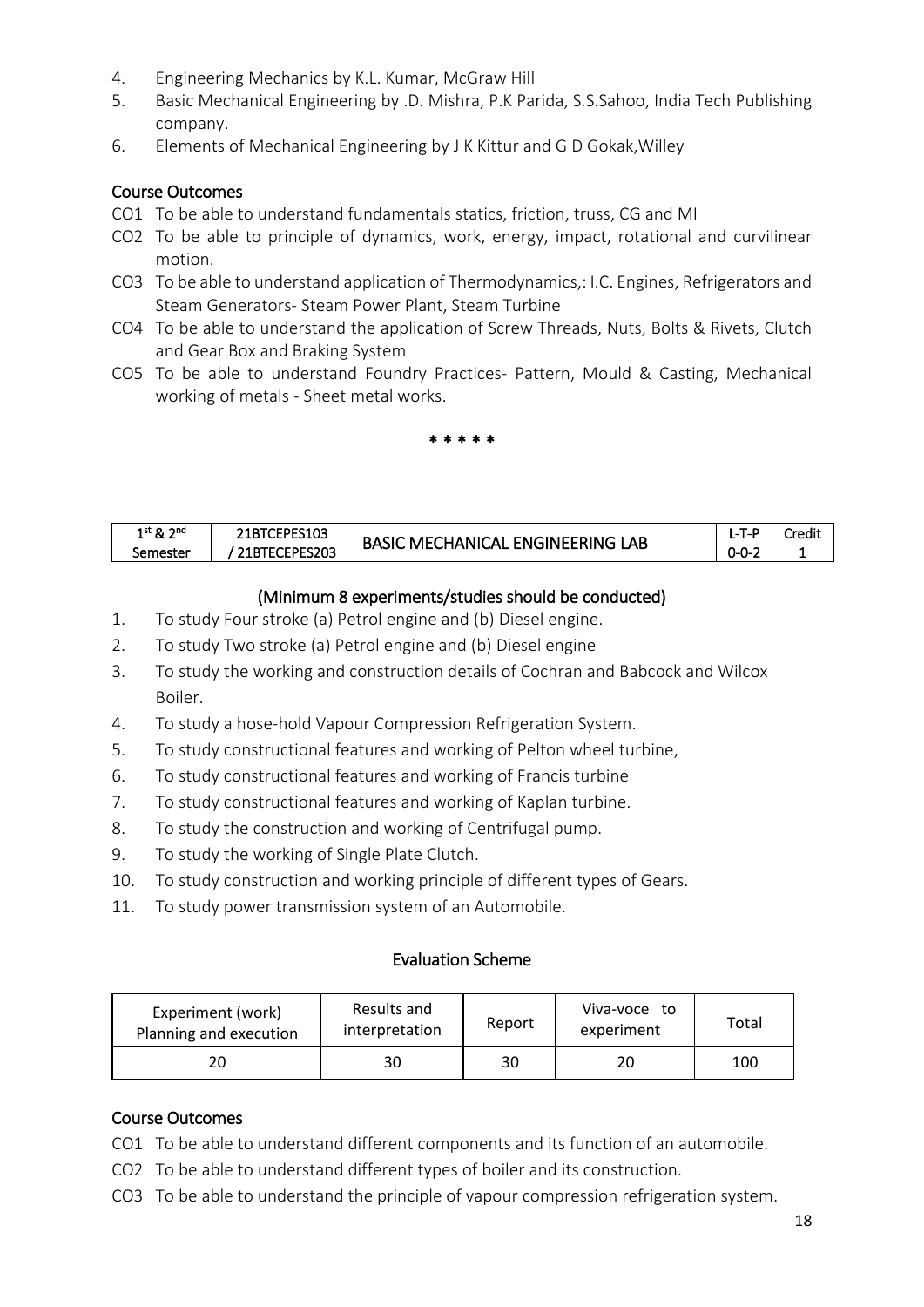4. Engineering Mechanics by K.L. Kumar, McGraw Hill
5. Basic Mechanical Engineering by .D. Mishra, P.K Parida, S.S.Sahoo, India Tech Publishing company.
6. Elements of Mechanical Engineering by J K Kittur and G D Gokak,Willey

## Course Outcomes

CO1 To be able to understand fundamentals statics, friction, truss, CG and MI

CO2 To be able to principle of dynamics, work, energy, impact, rotational and curvilinear motion.

CO3 To be able to understand application of Thermodynamics,: I.C. Engines, Refrigerators and Steam Generators- Steam Power Plant, Steam Turbine

CO4 To be able to understand the application of Screw Threads, Nuts, Bolts & Rivets, Clutch and Gear Box and Braking System

CO5 To be able to understand Foundry Practices- Pattern, Mould & Casting, Mechanical working of metals - Sheet metal works.

* * * * *

| 1st & 2nd Semester | 21BTCEPES103 / 21BTECEPES203 | BASIC MECHANICAL ENGINEERING LAB | L-T-P 0-0-2 | Credit 1 |
|---|---|---|---|---|

### (Minimum 8 experiments/studies should be conducted)

1. To study Four stroke (a) Petrol engine and (b) Diesel engine.
2. To study Two stroke (a) Petrol engine and (b) Diesel engine
3. To study the working and construction details of Cochran and Babcock and Wilcox Boiler.
4. To study a hose-hold Vapour Compression Refrigeration System.
5. To study constructional features and working of Pelton wheel turbine,
6. To study constructional features and working of Francis turbine
7. To study constructional features and working of Kaplan turbine.
8. To study the construction and working of Centrifugal pump.
9. To study the working of Single Plate Clutch.
10. To study construction and working principle of different types of Gears.
11. To study power transmission system of an Automobile.

### Evaluation Scheme

| Experiment (work) Planning and execution | Results and interpretation | Report | Viva-voce to experiment | Total |
|---|---|---|---|---|
| 20 | 30 | 30 | 20 | 100 |

## Course Outcomes

CO1 To be able to understand different components and its function of an automobile.

CO2 To be able to understand different types of boiler and its construction.

CO3 To be able to understand the principle of vapour compression refrigeration system.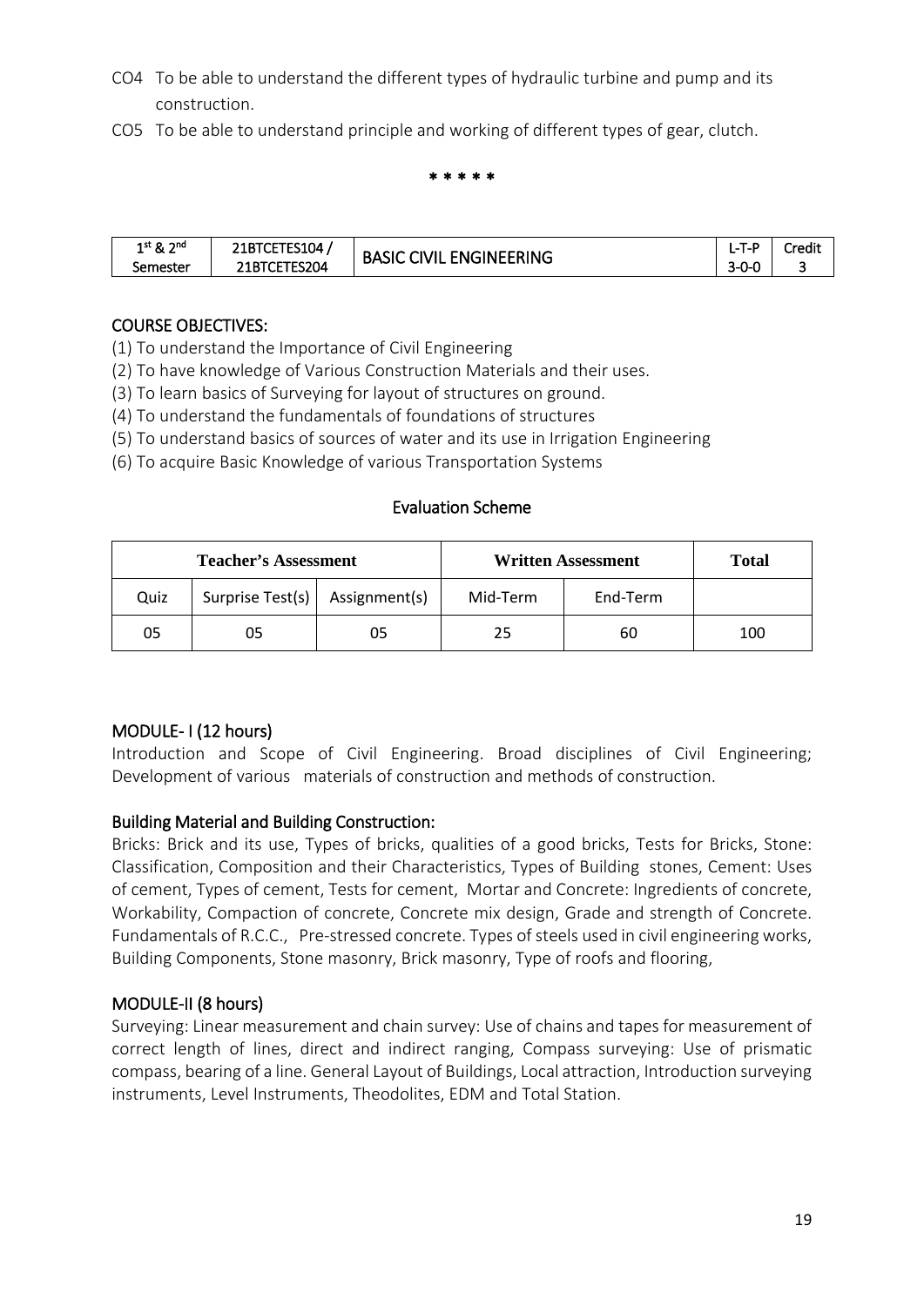CO4 To be able to understand the different types of hydraulic turbine and pump and its construction.

CO5 To be able to understand principle and working of different types of gear, clutch.

\* \* \* \* \*

| 1st & 2nd Semester | 21BTCETES104 / 21BTCETES204 | BASIC CIVIL ENGINEERING | L-T-P 3-0-0 | Credit 3 |
|---|---|---|---|---|

## COURSE OBJECTIVES:

(1) To understand the Importance of Civil Engineering
(2) To have knowledge of Various Construction Materials and their uses.
(3) To learn basics of Surveying for layout of structures on ground.
(4) To understand the fundamentals of foundations of structures
(5) To understand basics of sources of water and its use in Irrigation Engineering
(6) To acquire Basic Knowledge of various Transportation Systems

### Evaluation Scheme

| Teacher's Assessment | | | Written Assessment | | Total |
|---|---|---|---|---|---|
| Quiz | Surprise Test(s) | Assignment(s) | Mid-Term | End-Term | |
| 05 | 05 | 05 | 25 | 60 | 100 |

## MODULE- I (12 hours)

Introduction and Scope of Civil Engineering. Broad disciplines of Civil Engineering; Development of various materials of construction and methods of construction.

### Building Material and Building Construction:

Bricks: Brick and its use, Types of bricks, qualities of a good bricks, Tests for Bricks, Stone: Classification, Composition and their Characteristics, Types of Building stones, Cement: Uses of cement, Types of cement, Tests for cement, Mortar and Concrete: Ingredients of concrete, Workability, Compaction of concrete, Concrete mix design, Grade and strength of Concrete. Fundamentals of R.C.C., Pre-stressed concrete. Types of steels used in civil engineering works, Building Components, Stone masonry, Brick masonry, Type of roofs and flooring,

## MODULE-II (8 hours)

Surveying: Linear measurement and chain survey: Use of chains and tapes for measurement of correct length of lines, direct and indirect ranging, Compass surveying: Use of prismatic compass, bearing of a line. General Layout of Buildings, Local attraction, Introduction surveying instruments, Level Instruments, Theodolites, EDM and Total Station.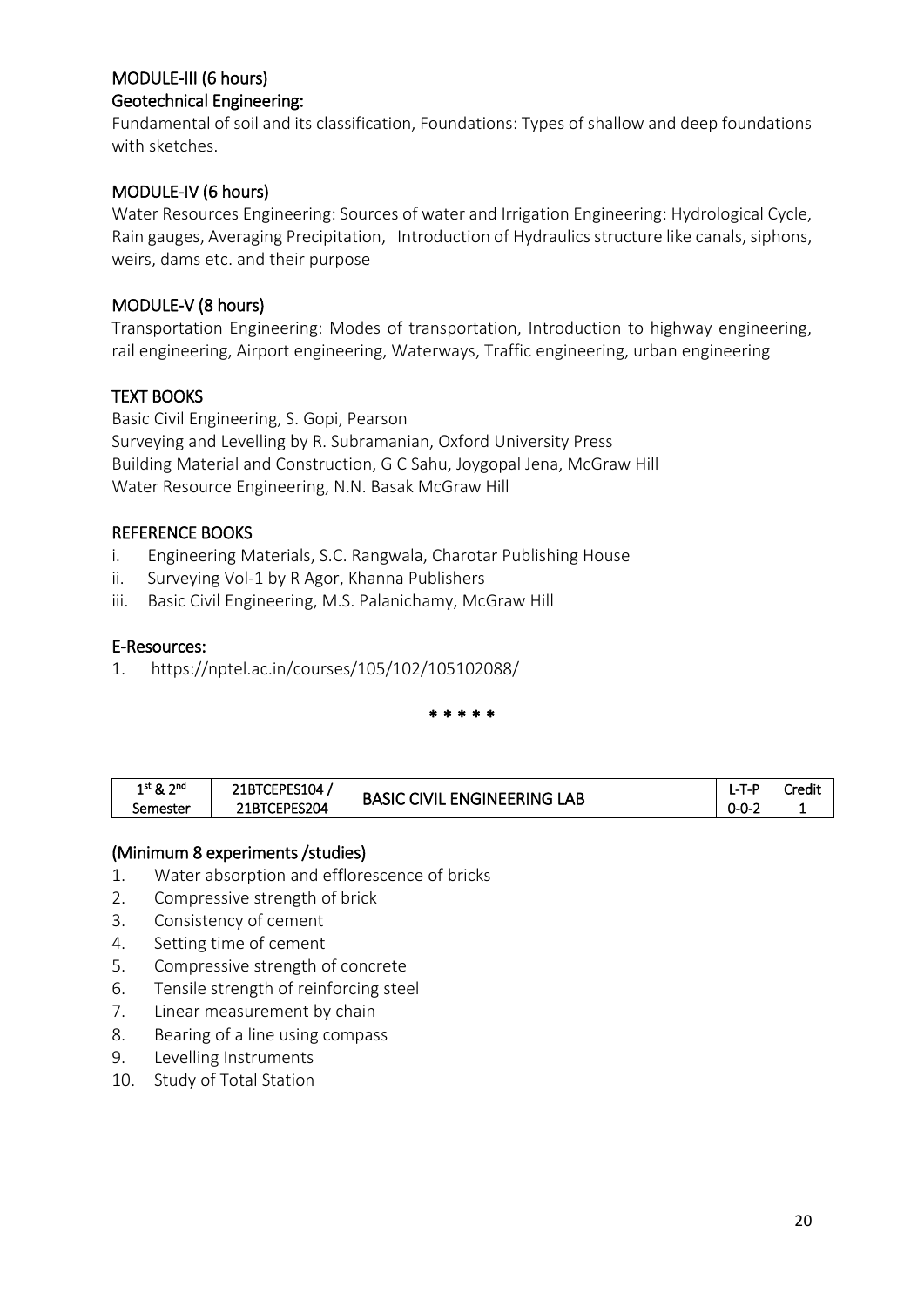### MODULE-III (6 hours)

#### Geotechnical Engineering:

Fundamental of soil and its classification, Foundations: Types of shallow and deep foundations with sketches.

### MODULE-IV (6 hours)

Water Resources Engineering: Sources of water and Irrigation Engineering: Hydrological Cycle, Rain gauges, Averaging Precipitation, Introduction of Hydraulics structure like canals, siphons, weirs, dams etc. and their purpose

### MODULE-V (8 hours)

Transportation Engineering: Modes of transportation, Introduction to highway engineering, rail engineering, Airport engineering, Waterways, Traffic engineering, urban engineering

### TEXT BOOKS

Basic Civil Engineering, S. Gopi, Pearson
Surveying and Levelling by R. Subramanian, Oxford University Press
Building Material and Construction, G C Sahu, Joygopal Jena, McGraw Hill
Water Resource Engineering, N.N. Basak McGraw Hill

### REFERENCE BOOKS

- i. Engineering Materials, S.C. Rangwala, Charotar Publishing House
- ii. Surveying Vol-1 by R Agor, Khanna Publishers
- iii. Basic Civil Engineering, M.S. Palanichamy, McGraw Hill

### E-Resources:

1. https://nptel.ac.in/courses/105/102/105102088/

\* \* \* \* \*

| 1st & 2nd Semester | 21BTCEPES104 / 21BTCEPES204 | BASIC CIVIL ENGINEERING LAB | L-T-P 0-0-2 | Credit 1 |
|---|---|---|---|---|

### (Minimum 8 experiments /studies)

1. Water absorption and efflorescence of bricks
2. Compressive strength of brick
3. Consistency of cement
4. Setting time of cement
5. Compressive strength of concrete
6. Tensile strength of reinforcing steel
7. Linear measurement by chain
8. Bearing of a line using compass
9. Levelling Instruments
10. Study of Total Station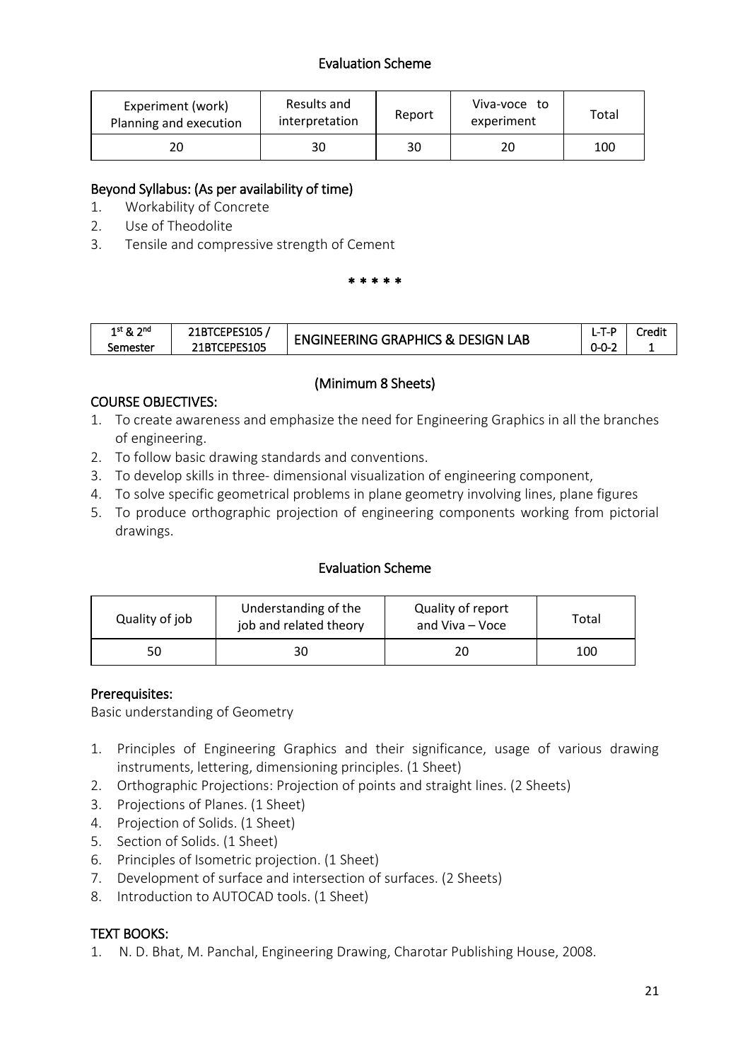### Evaluation Scheme

| Experiment (work) Planning and execution | Results and interpretation | Report | Viva-voce to experiment | Total |
|---|---|---|---|---|
| 20 | 30 | 30 | 20 | 100 |

**Beyond Syllabus: (As per availability of time)**

1. Workability of Concrete
2. Use of Theodolite
3. Tensile and compressive strength of Cement

\* \* \* \* \*

| 1st & 2nd Semester | 21BTCEPES105 / 21BTCEPES105 | ENGINEERING GRAPHICS & DESIGN LAB | L-T-P 0-0-2 | Credit 1 |
|---|---|---|---|---|

**(Minimum 8 Sheets)**

**COURSE OBJECTIVES:**

1. To create awareness and emphasize the need for Engineering Graphics in all the branches of engineering.
2. To follow basic drawing standards and conventions.
3. To develop skills in three- dimensional visualization of engineering component,
4. To solve specific geometrical problems in plane geometry involving lines, plane figures
5. To produce orthographic projection of engineering components working from pictorial drawings.

### Evaluation Scheme

| Quality of job | Understanding of the job and related theory | Quality of report and Viva – Voce | Total |
|---|---|---|---|
| 50 | 30 | 20 | 100 |

**Prerequisites:**

Basic understanding of Geometry

1. Principles of Engineering Graphics and their significance, usage of various drawing instruments, lettering, dimensioning principles. (1 Sheet)
2. Orthographic Projections: Projection of points and straight lines. (2 Sheets)
3. Projections of Planes. (1 Sheet)
4. Projection of Solids. (1 Sheet)
5. Section of Solids. (1 Sheet)
6. Principles of Isometric projection. (1 Sheet)
7. Development of surface and intersection of surfaces. (2 Sheets)
8. Introduction to AUTOCAD tools. (1 Sheet)

**TEXT BOOKS:**

1. N. D. Bhat, M. Panchal, Engineering Drawing, Charotar Publishing House, 2008.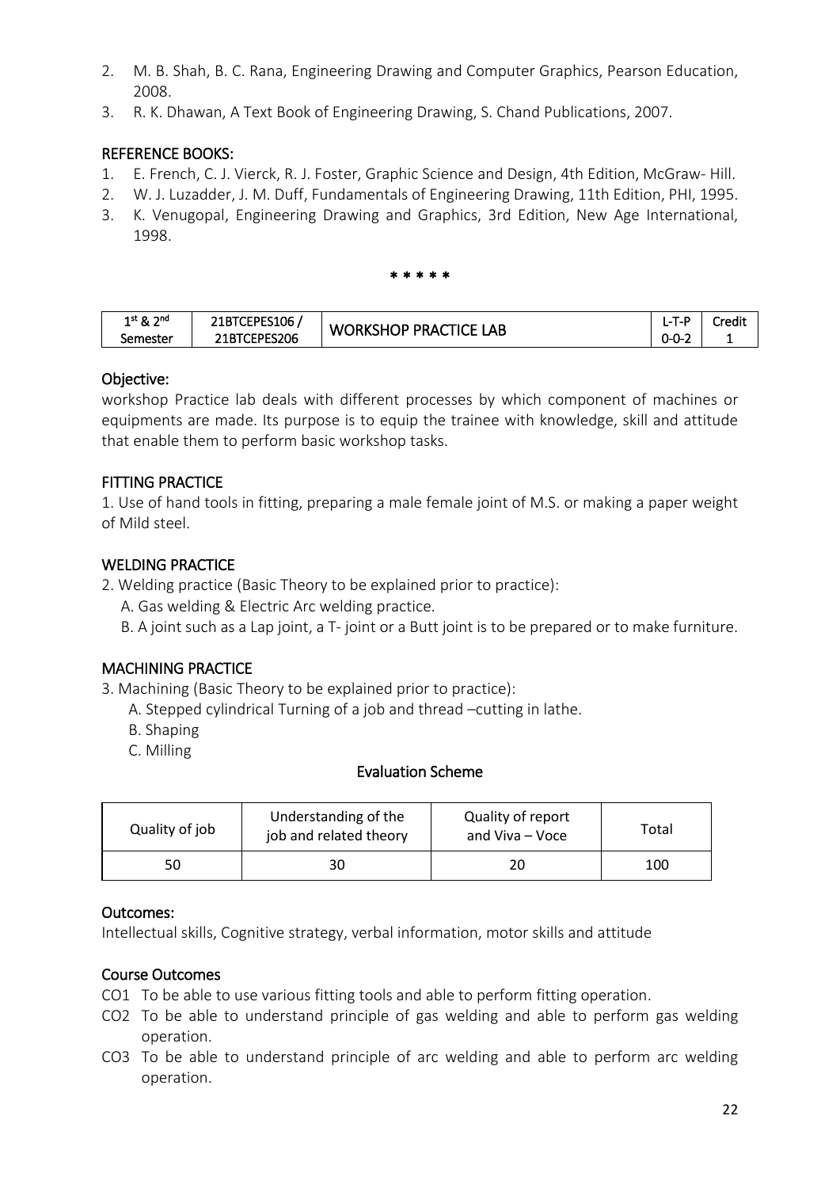2. M. B. Shah, B. C. Rana, Engineering Drawing and Computer Graphics, Pearson Education, 2008.
3. R. K. Dhawan, A Text Book of Engineering Drawing, S. Chand Publications, 2007.

## REFERENCE BOOKS:

1. E. French, C. J. Vierck, R. J. Foster, Graphic Science and Design, 4th Edition, McGraw- Hill.
2. W. J. Luzadder, J. M. Duff, Fundamentals of Engineering Drawing, 11th Edition, PHI, 1995.
3. K. Venugopal, Engineering Drawing and Graphics, 3rd Edition, New Age International, 1998.

* * * * *

| 1st & 2nd Semester | 21BTCEPES106 / 21BTCEPES206 | WORKSHOP PRACTICE LAB | L-T-P 0-0-2 | Credit 1 |
|---|---|---|---|---|

## Objective:

workshop Practice lab deals with different processes by which component of machines or equipments are made. Its purpose is to equip the trainee with knowledge, skill and attitude that enable them to perform basic workshop tasks.

## FITTING PRACTICE

1. Use of hand tools in fitting, preparing a male female joint of M.S. or making a paper weight of Mild steel.

## WELDING PRACTICE

2. Welding practice (Basic Theory to be explained prior to practice):
   A. Gas welding & Electric Arc welding practice.
   B. A joint such as a Lap joint, a T- joint or a Butt joint is to be prepared or to make furniture.

## MACHINING PRACTICE

3. Machining (Basic Theory to be explained prior to practice):
   A. Stepped cylindrical Turning of a job and thread –cutting in lathe.
   B. Shaping
   C. Milling

### Evaluation Scheme

| Quality of job | Understanding of the job and related theory | Quality of report and Viva – Voce | Total |
|---|---|---|---|
| 50 | 30 | 20 | 100 |

## Outcomes:

Intellectual skills, Cognitive strategy, verbal information, motor skills and attitude

## Course Outcomes

- CO1 To be able to use various fitting tools and able to perform fitting operation.
- CO2 To be able to understand principle of gas welding and able to perform gas welding operation.
- CO3 To be able to understand principle of arc welding and able to perform arc welding operation.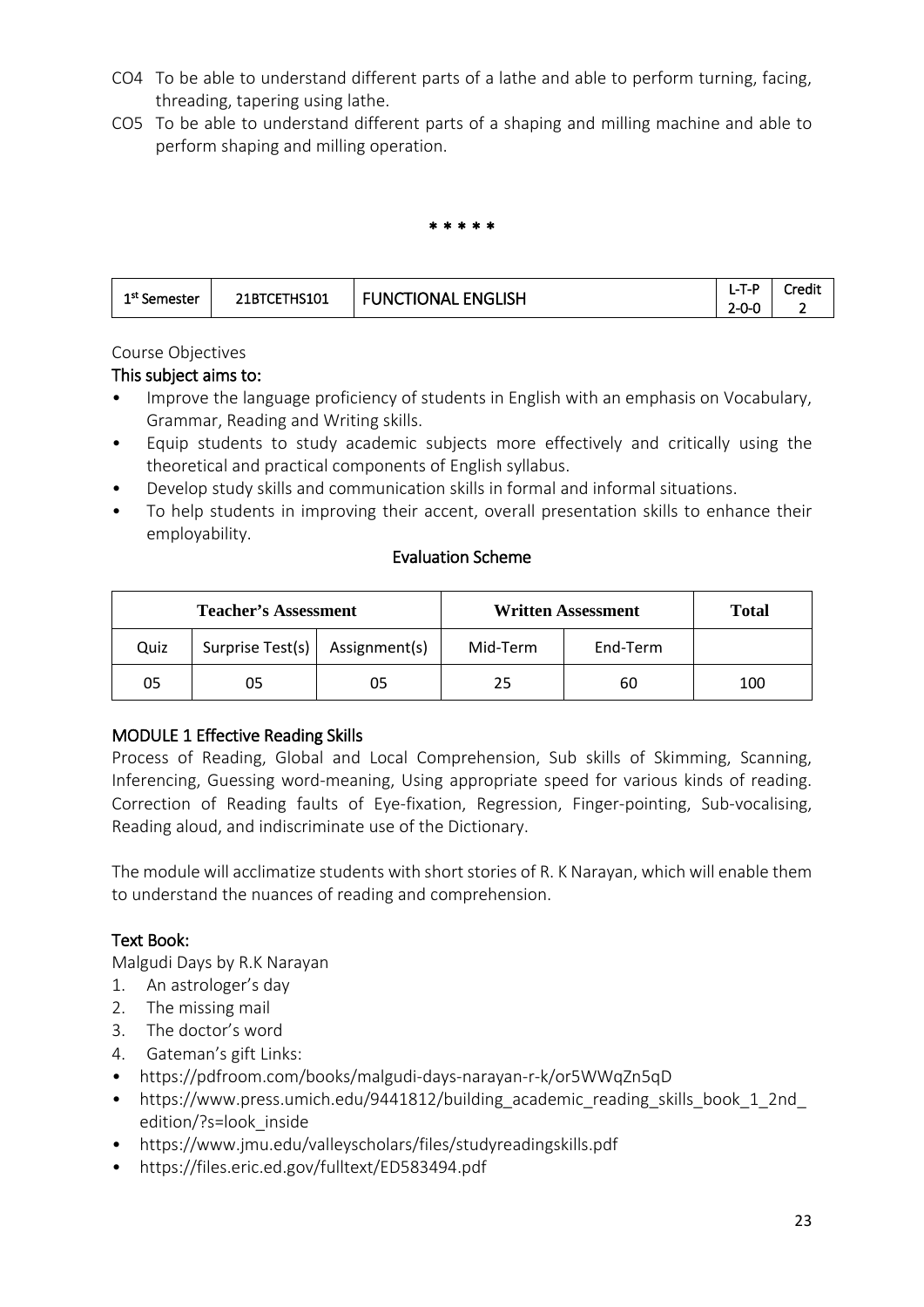CO4 To be able to understand different parts of a lathe and able to perform turning, facing, threading, tapering using lathe.

CO5 To be able to understand different parts of a shaping and milling machine and able to perform shaping and milling operation.

*****

| 1st Semester | 21BTCETHS101 | FUNCTIONAL ENGLISH | L-T-P 2-0-0 | Credit 2 |
|---|---|---|---|---|

Course Objectives

**This subject aims to:**

- Improve the language proficiency of students in English with an emphasis on Vocabulary, Grammar, Reading and Writing skills.
- Equip students to study academic subjects more effectively and critically using the theoretical and practical components of English syllabus.
- Develop study skills and communication skills in formal and informal situations.
- To help students in improving their accent, overall presentation skills to enhance their employability.

**Evaluation Scheme**

| Teacher's Assessment | | | Written Assessment | | Total |
|---|---|---|---|---|---|
| Quiz | Surprise Test(s) | Assignment(s) | Mid-Term | End-Term | |
| 05 | 05 | 05 | 25 | 60 | 100 |

**MODULE 1 Effective Reading Skills**

Process of Reading, Global and Local Comprehension, Sub skills of Skimming, Scanning, Inferencing, Guessing word-meaning, Using appropriate speed for various kinds of reading. Correction of Reading faults of Eye-fixation, Regression, Finger-pointing, Sub-vocalising, Reading aloud, and indiscriminate use of the Dictionary.

The module will acclimatize students with short stories of R. K Narayan, which will enable them to understand the nuances of reading and comprehension.

**Text Book:**

Malgudi Days by R.K Narayan

1. An astrologer's day
2. The missing mail
3. The doctor's word
4. Gateman's gift Links:

- https://pdfroom.com/books/malgudi-days-narayan-r-k/or5WWqZn5qD
- https://www.press.umich.edu/9441812/building_academic_reading_skills_book_1_2nd_edition/?s=look_inside
- https://www.jmu.edu/valleyscholars/files/studyreadingskills.pdf
- https://files.eric.ed.gov/fulltext/ED583494.pdf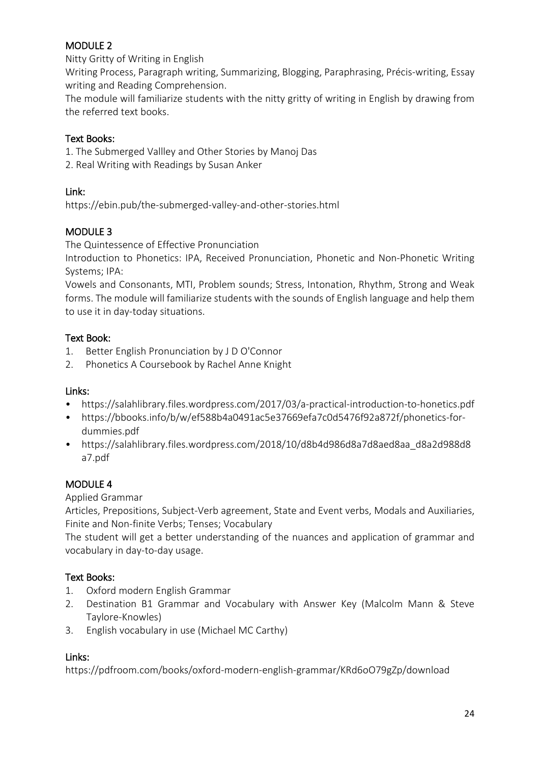## MODULE 2

Nitty Gritty of Writing in English

Writing Process, Paragraph writing, Summarizing, Blogging, Paraphrasing, Précis-writing, Essay writing and Reading Comprehension.

The module will familiarize students with the nitty gritty of writing in English by drawing from the referred text books.

### Text Books:

1. The Submerged Vallley and Other Stories by Manoj Das
2. Real Writing with Readings by Susan Anker

### Link:

https://ebin.pub/the-submerged-valley-and-other-stories.html

## MODULE 3

The Quintessence of Effective Pronunciation

Introduction to Phonetics: IPA, Received Pronunciation, Phonetic and Non-Phonetic Writing Systems; IPA:

Vowels and Consonants, MTI, Problem sounds; Stress, Intonation, Rhythm, Strong and Weak forms. The module will familiarize students with the sounds of English language and help them to use it in day-today situations.

### Text Book:

1. Better English Pronunciation by J D O'Connor
2. Phonetics A Coursebook by Rachel Anne Knight

### Links:

- https://salahlibrary.files.wordpress.com/2017/03/a-practical-introduction-to-honetics.pdf
- https://bbooks.info/b/w/ef588b4a0491ac5e37669efa7c0d5476f92a872f/phonetics-for-dummies.pdf
- https://salahlibrary.files.wordpress.com/2018/10/d8b4d986d8a7d8aed8aa_d8a2d988d8a7.pdf

## MODULE 4

Applied Grammar

Articles, Prepositions, Subject-Verb agreement, State and Event verbs, Modals and Auxiliaries, Finite and Non-finite Verbs; Tenses; Vocabulary

The student will get a better understanding of the nuances and application of grammar and vocabulary in day-to-day usage.

### Text Books:

1. Oxford modern English Grammar
2. Destination B1 Grammar and Vocabulary with Answer Key (Malcolm Mann & Steve Taylore-Knowles)
3. English vocabulary in use (Michael MC Carthy)

### Links:

https://pdfroom.com/books/oxford-modern-english-grammar/KRd6oO79gZp/download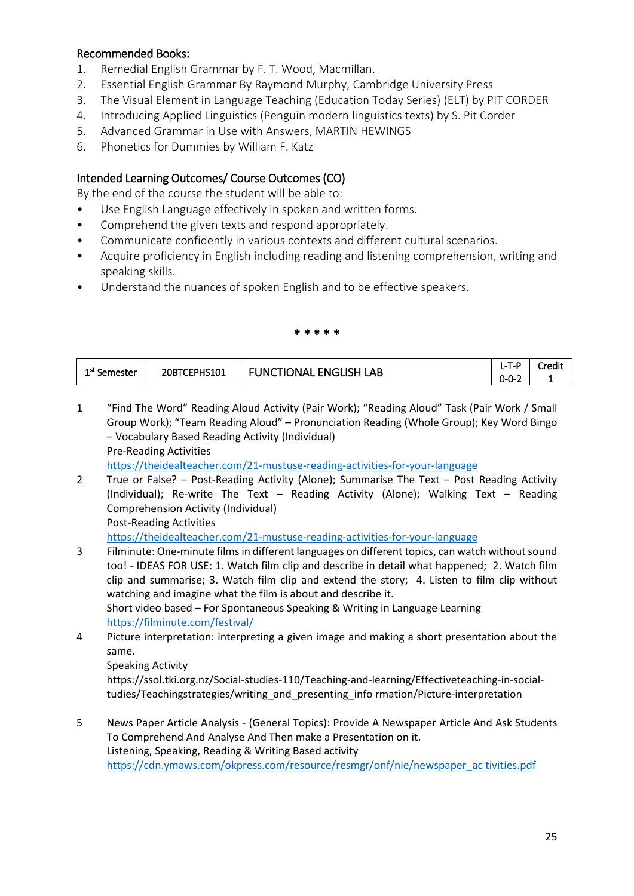### Recommended Books:

1. Remedial English Grammar by F. T. Wood, Macmillan.
2. Essential English Grammar By Raymond Murphy, Cambridge University Press
3. The Visual Element in Language Teaching (Education Today Series) (ELT) by PIT CORDER
4. Introducing Applied Linguistics (Penguin modern linguistics texts) by S. Pit Corder
5. Advanced Grammar in Use with Answers, MARTIN HEWINGS
6. Phonetics for Dummies by William F. Katz

### Intended Learning Outcomes/ Course Outcomes (CO)

By the end of the course the student will be able to:

- Use English Language effectively in spoken and written forms.
- Comprehend the given texts and respond appropriately.
- Communicate confidently in various contexts and different cultural scenarios.
- Acquire proficiency in English including reading and listening comprehension, writing and speaking skills.
- Understand the nuances of spoken English and to be effective speakers.

\* \* \* \* \*

| 1st Semester | 20BTCEPHS101 | FUNCTIONAL ENGLISH LAB | L-T-P 0-0-2 | Credit 1 |
|---|---|---|---|---|

1. "Find The Word" Reading Aloud Activity (Pair Work); "Reading Aloud" Task (Pair Work / Small Group Work); "Team Reading Aloud" – Pronunciation Reading (Whole Group); Key Word Bingo – Vocabulary Based Reading Activity (Individual)
   Pre-Reading Activities
   https://theidealteacher.com/21-mustuse-reading-activities-for-your-language
2. True or False? – Post-Reading Activity (Alone); Summarise The Text – Post Reading Activity (Individual); Re-write The Text – Reading Activity (Alone); Walking Text – Reading Comprehension Activity (Individual)
   Post-Reading Activities
   https://theidealteacher.com/21-mustuse-reading-activities-for-your-language
3. Filminute: One-minute films in different languages on different topics, can watch without sound too! - IDEAS FOR USE: 1. Watch film clip and describe in detail what happened; 2. Watch film clip and summarise; 3. Watch film clip and extend the story; 4. Listen to film clip without watching and imagine what the film is about and describe it.
   Short video based – For Spontaneous Speaking & Writing in Language Learning
   https://filminute.com/festival/
4. Picture interpretation: interpreting a given image and making a short presentation about the same.
   Speaking Activity
   https://ssol.tki.org.nz/Social-studies-110/Teaching-and-learning/Effectiveteaching-in-social-tudies/Teachingstrategies/writing_and_presenting_info rmation/Picture-interpretation
5. News Paper Article Analysis - (General Topics): Provide A Newspaper Article And Ask Students To Comprehend And Analyse And Then make a Presentation on it.
   Listening, Speaking, Reading & Writing Based activity
   https://cdn.ymaws.com/okpress.com/resource/resmgr/onf/nie/newspaper_ac tivities.pdf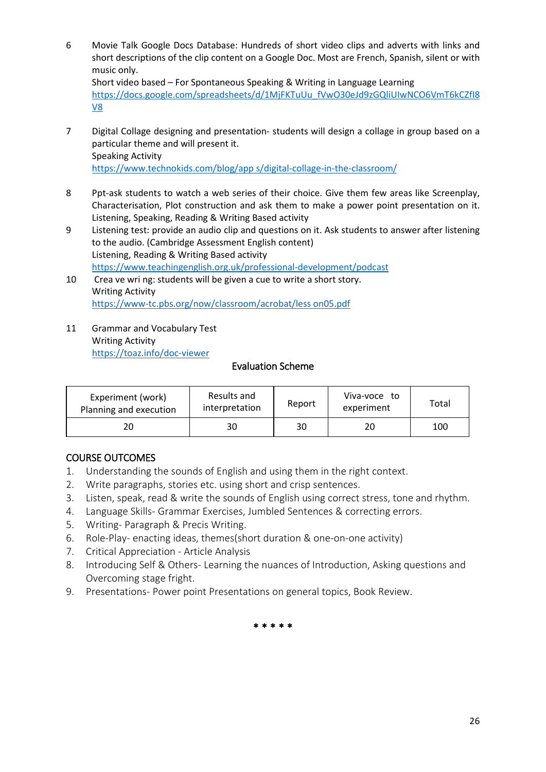6 Movie Talk Google Docs Database: Hundreds of short video clips and adverts with links and short descriptions of the clip content on a Google Doc. Most are French, Spanish, silent or with music only.
Short video based – For Spontaneous Speaking & Writing in Language Learning
https://docs.google.com/spreadsheets/d/1MjFKTuUu_fVwO30eJd9zGQliUIwNCO6VmT6kCZfI8V8

7 Digital Collage designing and presentation- students will design a collage in group based on a particular theme and will present it.
Speaking Activity
https://www.technokids.com/blog/app s/digital-collage-in-the-classroom/

8 Ppt-ask students to watch a web series of their choice. Give them few areas like Screenplay, Characterisation, Plot construction and ask them to make a power point presentation on it.
Listening, Speaking, Reading & Writing Based activity

9 Listening test: provide an audio clip and questions on it. Ask students to answer after listening to the audio. (Cambridge Assessment English content)
Listening, Reading & Writing Based activity
https://www.teachingenglish.org.uk/professional-development/podcast

10 Crea ve wri ng: students will be given a cue to write a short story.
Writing Activity
https://www-tc.pbs.org/now/classroom/acrobat/less on05.pdf

11 Grammar and Vocabulary Test
Writing Activity
https://toaz.info/doc-viewer

## Evaluation Scheme

| Experiment (work) Planning and execution | Results and interpretation | Report | Viva-voce to experiment | Total |
|---|---|---|---|---|
| 20 | 30 | 30 | 20 | 100 |

## COURSE OUTCOMES

1. Understanding the sounds of English and using them in the right context.
2. Write paragraphs, stories etc. using short and crisp sentences.
3. Listen, speak, read & write the sounds of English using correct stress, tone and rhythm.
4. Language Skills- Grammar Exercises, Jumbled Sentences & correcting errors.
5. Writing- Paragraph & Precis Writing.
6. Role-Play- enacting ideas, themes(short duration & one-on-one activity)
7. Critical Appreciation - Article Analysis
8. Introducing Self & Others- Learning the nuances of Introduction, Asking questions and Overcoming stage fright.
9. Presentations- Power point Presentations on general topics, Book Review.

\* \* \* \* \*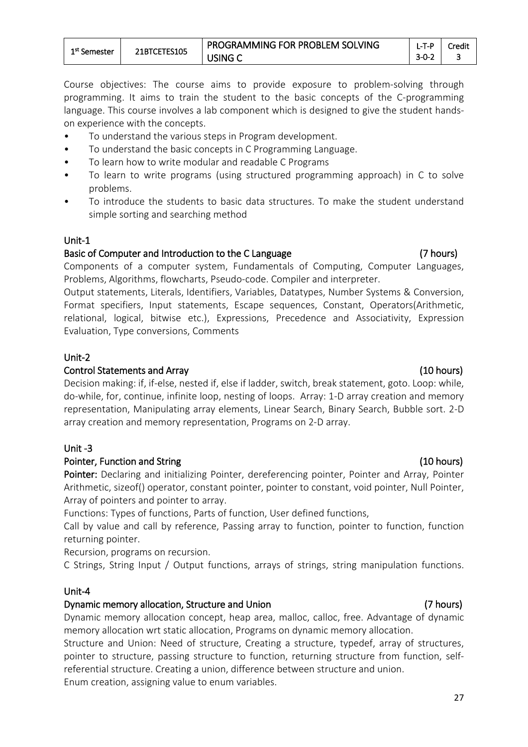| 1st Semester | 21BTCETES105 | PROGRAMMING FOR PROBLEM SOLVING USING C | L-T-P 3-0-2 | Credit 3 |
|---|---|---|---|---|

Course objectives: The course aims to provide exposure to problem-solving through programming. It aims to train the student to the basic concepts of the C-programming language. This course involves a lab component which is designed to give the student hands-on experience with the concepts.

- To understand the various steps in Program development.
- To understand the basic concepts in C Programming Language.
- To learn how to write modular and readable C Programs
- To learn to write programs (using structured programming approach) in C to solve problems.
- To introduce the students to basic data structures. To make the student understand simple sorting and searching method

## Unit-1

### Basic of Computer and Introduction to the C Language (7 hours)

Components of a computer system, Fundamentals of Computing, Computer Languages, Problems, Algorithms, flowcharts, Pseudo-code. Compiler and interpreter.

Output statements, Literals, Identifiers, Variables, Datatypes, Number Systems & Conversion, Format specifiers, Input statements, Escape sequences, Constant, Operators(Arithmetic, relational, logical, bitwise etc.), Expressions, Precedence and Associativity, Expression Evaluation, Type conversions, Comments

## Unit-2

### Control Statements and Array (10 hours)

Decision making: if, if-else, nested if, else if ladder, switch, break statement, goto. Loop: while, do-while, for, continue, infinite loop, nesting of loops. Array: 1-D array creation and memory representation, Manipulating array elements, Linear Search, Binary Search, Bubble sort. 2-D array creation and memory representation, Programs on 2-D array.

## Unit -3

### Pointer, Function and String (10 hours)

**Pointer:** Declaring and initializing Pointer, dereferencing pointer, Pointer and Array, Pointer Arithmetic, sizeof() operator, constant pointer, pointer to constant, void pointer, Null Pointer, Array of pointers and pointer to array.

Functions: Types of functions, Parts of function, User defined functions,

Call by value and call by reference, Passing array to function, pointer to function, function returning pointer.

Recursion, programs on recursion.

C Strings, String Input / Output functions, arrays of strings, string manipulation functions.

## Unit-4

### Dynamic memory allocation, Structure and Union (7 hours)

Dynamic memory allocation concept, heap area, malloc, calloc, free. Advantage of dynamic memory allocation wrt static allocation, Programs on dynamic memory allocation.

Structure and Union: Need of structure, Creating a structure, typedef, array of structures, pointer to structure, passing structure to function, returning structure from function, self-referential structure. Creating a union, difference between structure and union.

Enum creation, assigning value to enum variables.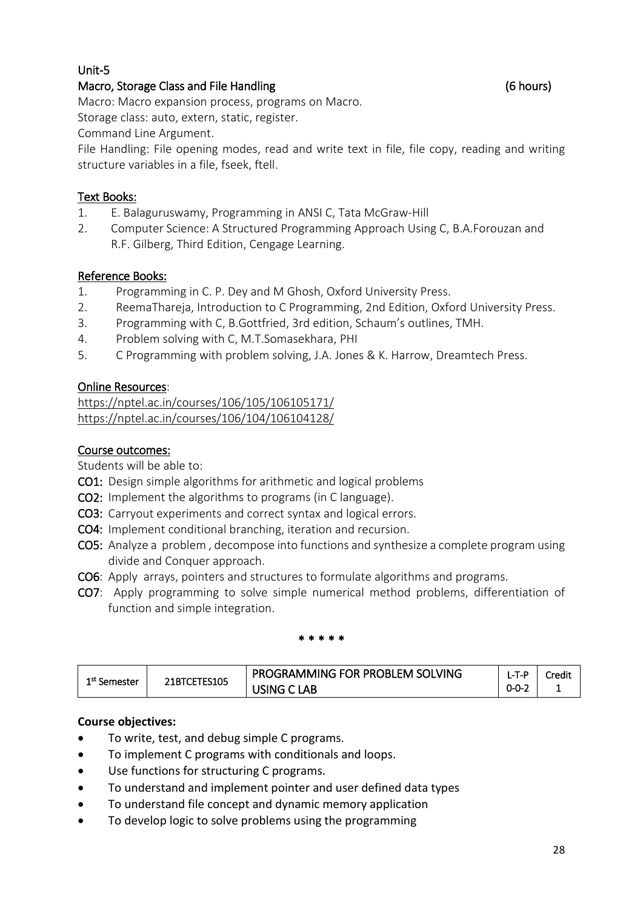**Unit-5**

**Macro, Storage Class and File Handling (6 hours)**

Macro: Macro expansion process, programs on Macro.

Storage class: auto, extern, static, register.

Command Line Argument.

File Handling: File opening modes, read and write text in file, file copy, reading and writing structure variables in a file, fseek, ftell.

## Text Books:

1. E. Balaguruswamy, Programming in ANSI C, Tata McGraw-Hill
2. Computer Science: A Structured Programming Approach Using C, B.A.Forouzan and R.F. Gilberg, Third Edition, Cengage Learning.

## Reference Books:

1. Programming in C. P. Dey and M Ghosh, Oxford University Press.
2. ReemaThareja, Introduction to C Programming, 2nd Edition, Oxford University Press.
3. Programming with C, B.Gottfried, 3rd edition, Schaum's outlines, TMH.
4. Problem solving with C, M.T.Somasekhara, PHI
5. C Programming with problem solving, J.A. Jones & K. Harrow, Dreamtech Press.

## Online Resources:

https://nptel.ac.in/courses/106/105/106105171/
https://nptel.ac.in/courses/106/104/106104128/

## Course outcomes:

Students will be able to:

**CO1:** Design simple algorithms for arithmetic and logical problems

**CO2:** Implement the algorithms to programs (in C language).

**CO3:** Carryout experiments and correct syntax and logical errors.

**CO4:** Implement conditional branching, iteration and recursion.

**CO5:** Analyze a problem , decompose into functions and synthesize a complete program using divide and Conquer approach.

**CO6**: Apply arrays, pointers and structures to formulate algorithms and programs.

**CO7**: Apply programming to solve simple numerical method problems, differentiation of function and simple integration.

* * * * *

| 1st Semester | 21BTCETES105 | PROGRAMMING FOR PROBLEM SOLVING USING C LAB | L-T-P 0-0-2 | Credit 1 |
|---|---|---|---|---|

**Course objectives:**

- To write, test, and debug simple C programs.
- To implement C programs with conditionals and loops.
- Use functions for structuring C programs.
- To understand and implement pointer and user defined data types
- To understand file concept and dynamic memory application
- To develop logic to solve problems using the programming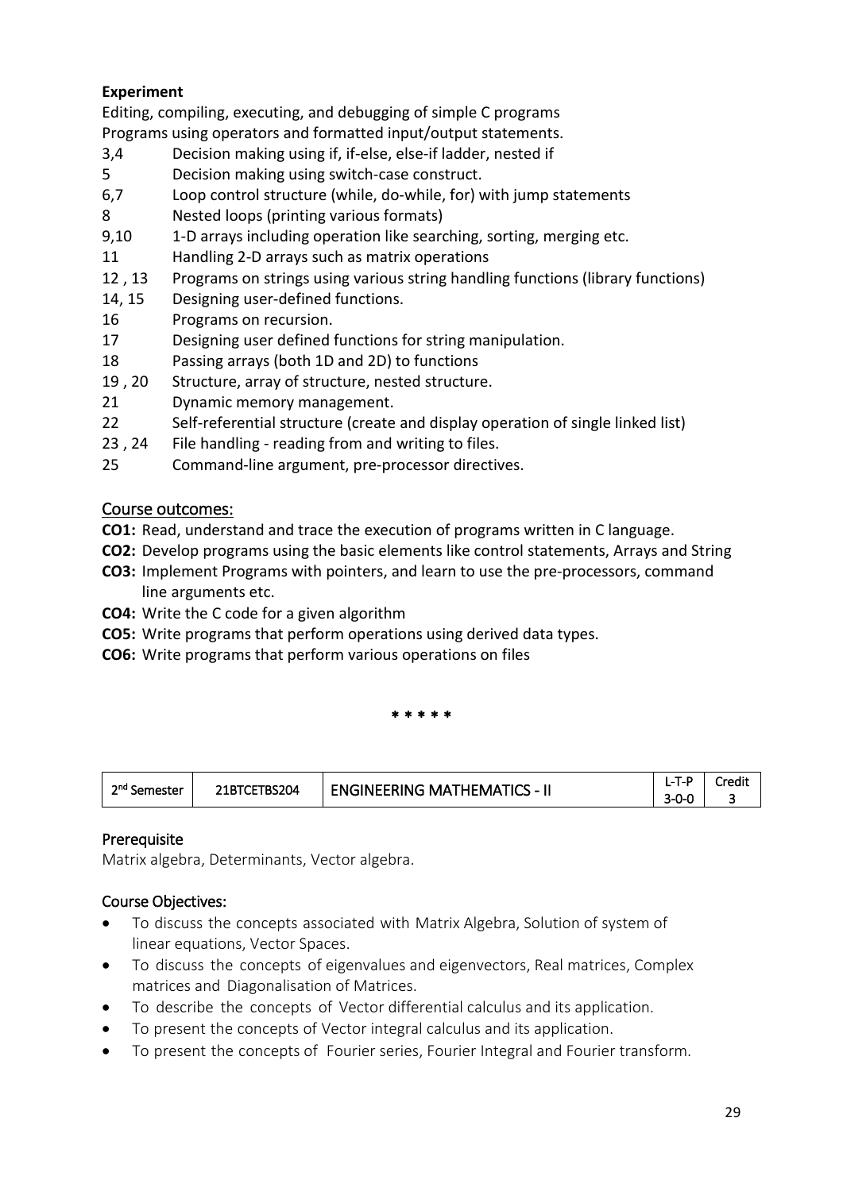**Experiment**

Editing, compiling, executing, and debugging of simple C programs
Programs using operators and formatted input/output statements.

| | |
|---|---|
| 3,4 | Decision making using if, if-else, else-if ladder, nested if |
| 5 | Decision making using switch-case construct. |
| 6,7 | Loop control structure (while, do-while, for) with jump statements |
| 8 | Nested loops (printing various formats) |
| 9,10 | 1-D arrays including operation like searching, sorting, merging etc. |
| 11 | Handling 2-D arrays such as matrix operations |
| 12 , 13 | Programs on strings using various string handling functions (library functions) |
| 14, 15 | Designing user-defined functions. |
| 16 | Programs on recursion. |
| 17 | Designing user defined functions for string manipulation. |
| 18 | Passing arrays (both 1D and 2D) to functions |
| 19 , 20 | Structure, array of structure, nested structure. |
| 21 | Dynamic memory management. |
| 22 | Self-referential structure (create and display operation of single linked list) |
| 23 , 24 | File handling - reading from and writing to files. |
| 25 | Command-line argument, pre-processor directives. |

## Course outcomes:

**CO1:** Read, understand and trace the execution of programs written in C language.
**CO2:** Develop programs using the basic elements like control statements, Arrays and String
**CO3:** Implement Programs with pointers, and learn to use the pre-processors, command line arguments etc.
**CO4:** Write the C code for a given algorithm
**CO5:** Write programs that perform operations using derived data types.
**CO6:** Write programs that perform various operations on files

*****

| 2nd Semester | 21BTCETBS204 | ENGINEERING MATHEMATICS - II | L-T-P 3-0-0 | Credit 3 |
|---|---|---|---|---|

## Prerequisite

Matrix algebra, Determinants, Vector algebra.

## Course Objectives:

- To discuss the concepts associated with Matrix Algebra, Solution of system of linear equations, Vector Spaces.
- To discuss the concepts of eigenvalues and eigenvectors, Real matrices, Complex matrices and Diagonalisation of Matrices.
- To describe the concepts of Vector differential calculus and its application.
- To present the concepts of Vector integral calculus and its application.
- To present the concepts of Fourier series, Fourier Integral and Fourier transform.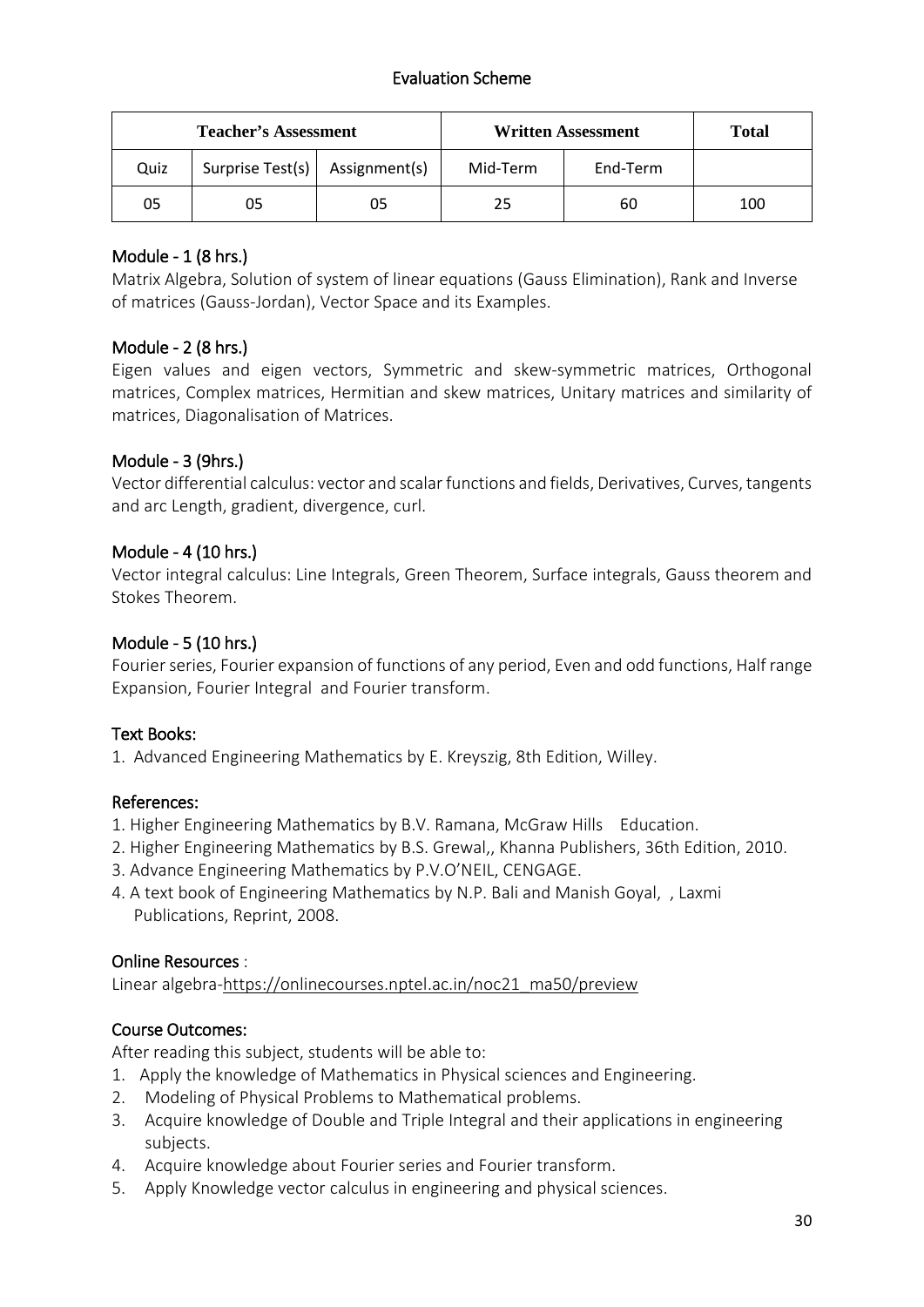## Evaluation Scheme

| Teacher's Assessment | | | Written Assessment | | Total |
|---|---|---|---|---|---|
| Quiz | Surprise Test(s) | Assignment(s) | Mid-Term | End-Term | |
| 05 | 05 | 05 | 25 | 60 | 100 |

### Module - 1 (8 hrs.)

Matrix Algebra, Solution of system of linear equations (Gauss Elimination), Rank and Inverse of matrices (Gauss-Jordan), Vector Space and its Examples.

### Module - 2 (8 hrs.)

Eigen values and eigen vectors, Symmetric and skew-symmetric matrices, Orthogonal matrices, Complex matrices, Hermitian and skew matrices, Unitary matrices and similarity of matrices, Diagonalisation of Matrices.

### Module - 3 (9hrs.)

Vector differential calculus: vector and scalar functions and fields, Derivatives, Curves, tangents and arc Length, gradient, divergence, curl.

### Module - 4 (10 hrs.)

Vector integral calculus: Line Integrals, Green Theorem, Surface integrals, Gauss theorem and Stokes Theorem.

### Module - 5 (10 hrs.)

Fourier series, Fourier expansion of functions of any period, Even and odd functions, Half range Expansion, Fourier Integral and Fourier transform.

### Text Books:

1. Advanced Engineering Mathematics by E. Kreyszig, 8th Edition, Willey.

### References:

1. Higher Engineering Mathematics by B.V. Ramana, McGraw Hills Education.
2. Higher Engineering Mathematics by B.S. Grewal,, Khanna Publishers, 36th Edition, 2010.
3. Advance Engineering Mathematics by P.V.O'NEIL, CENGAGE.
4. A text book of Engineering Mathematics by N.P. Bali and Manish Goyal, , Laxmi Publications, Reprint, 2008.

### Online Resources :

Linear algebra-https://onlinecourses.nptel.ac.in/noc21_ma50/preview

### Course Outcomes:

After reading this subject, students will be able to:

1. Apply the knowledge of Mathematics in Physical sciences and Engineering.
2. Modeling of Physical Problems to Mathematical problems.
3. Acquire knowledge of Double and Triple Integral and their applications in engineering subjects.
4. Acquire knowledge about Fourier series and Fourier transform.
5. Apply Knowledge vector calculus in engineering and physical sciences.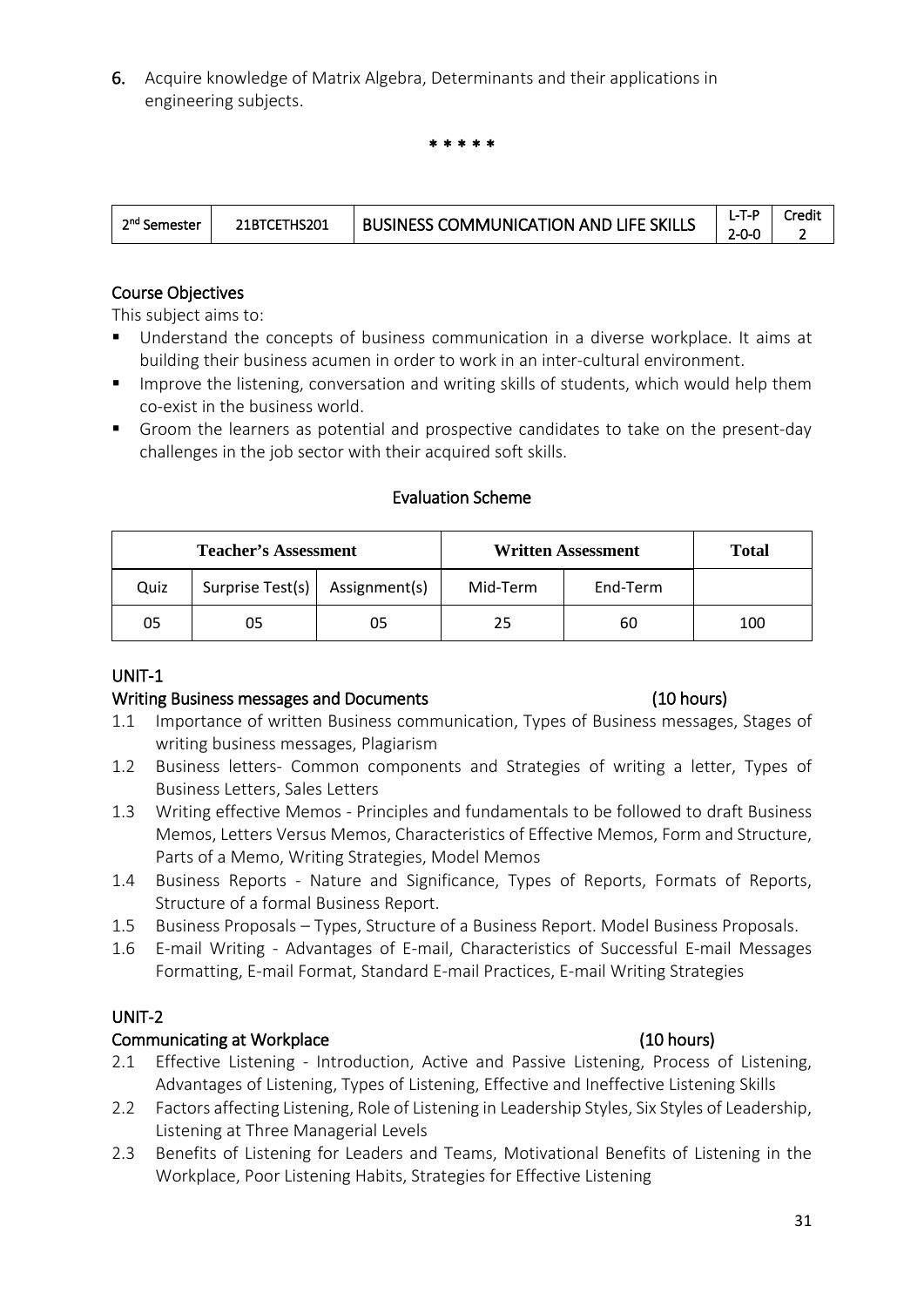6. Acquire knowledge of Matrix Algebra, Determinants and their applications in engineering subjects.

\* \* \* \* \*

| 2nd Semester | 21BTCETHS201 | BUSINESS COMMUNICATION AND LIFE SKILLS | L-T-P 2-0-0 | Credit 2 |
|---|---|---|---|---|

## Course Objectives

This subject aims to:

- Understand the concepts of business communication in a diverse workplace. It aims at building their business acumen in order to work in an inter-cultural environment.
- Improve the listening, conversation and writing skills of students, which would help them co-exist in the business world.
- Groom the learners as potential and prospective candidates to take on the present-day challenges in the job sector with their acquired soft skills.

### Evaluation Scheme

| Teacher's Assessment | | | Written Assessment | | Total |
|---|---|---|---|---|---|
| Quiz | Surprise Test(s) | Assignment(s) | Mid-Term | End-Term | |
| 05 | 05 | 05 | 25 | 60 | 100 |

## UNIT-1

### Writing Business messages and Documents (10 hours)

1.1 Importance of written Business communication, Types of Business messages, Stages of writing business messages, Plagiarism

1.2 Business letters- Common components and Strategies of writing a letter, Types of Business Letters, Sales Letters

1.3 Writing effective Memos - Principles and fundamentals to be followed to draft Business Memos, Letters Versus Memos, Characteristics of Effective Memos, Form and Structure, Parts of a Memo, Writing Strategies, Model Memos

1.4 Business Reports - Nature and Significance, Types of Reports, Formats of Reports, Structure of a formal Business Report.

1.5 Business Proposals – Types, Structure of a Business Report. Model Business Proposals.

1.6 E-mail Writing - Advantages of E-mail, Characteristics of Successful E-mail Messages Formatting, E-mail Format, Standard E-mail Practices, E-mail Writing Strategies

## UNIT-2

### Communicating at Workplace (10 hours)

2.1 Effective Listening - Introduction, Active and Passive Listening, Process of Listening, Advantages of Listening, Types of Listening, Effective and Ineffective Listening Skills

2.2 Factors affecting Listening, Role of Listening in Leadership Styles, Six Styles of Leadership, Listening at Three Managerial Levels

2.3 Benefits of Listening for Leaders and Teams, Motivational Benefits of Listening in the Workplace, Poor Listening Habits, Strategies for Effective Listening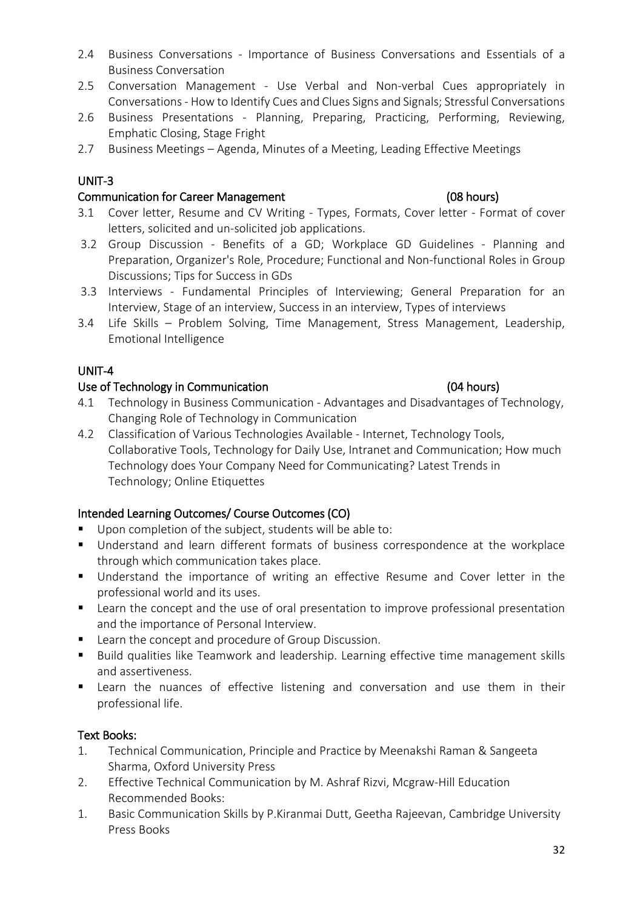2.4 Business Conversations - Importance of Business Conversations and Essentials of a Business Conversation

2.5 Conversation Management - Use Verbal and Non-verbal Cues appropriately in Conversations - How to Identify Cues and Clues Signs and Signals; Stressful Conversations

2.6 Business Presentations - Planning, Preparing, Practicing, Performing, Reviewing, Emphatic Closing, Stage Fright

2.7 Business Meetings – Agenda, Minutes of a Meeting, Leading Effective Meetings

## UNIT-3

### Communication for Career Management (08 hours)

3.1 Cover letter, Resume and CV Writing - Types, Formats, Cover letter - Format of cover letters, solicited and un-solicited job applications.

3.2 Group Discussion - Benefits of a GD; Workplace GD Guidelines - Planning and Preparation, Organizer's Role, Procedure; Functional and Non-functional Roles in Group Discussions; Tips for Success in GDs

3.3 Interviews - Fundamental Principles of Interviewing; General Preparation for an Interview, Stage of an interview, Success in an interview, Types of interviews

3.4 Life Skills – Problem Solving, Time Management, Stress Management, Leadership, Emotional Intelligence

## UNIT-4

### Use of Technology in Communication (04 hours)

4.1 Technology in Business Communication - Advantages and Disadvantages of Technology, Changing Role of Technology in Communication

4.2 Classification of Various Technologies Available - Internet, Technology Tools, Collaborative Tools, Technology for Daily Use, Intranet and Communication; How much Technology does Your Company Need for Communicating? Latest Trends in Technology; Online Etiquettes

### Intended Learning Outcomes/ Course Outcomes (CO)

- Upon completion of the subject, students will be able to:
- Understand and learn different formats of business correspondence at the workplace through which communication takes place.
- Understand the importance of writing an effective Resume and Cover letter in the professional world and its uses.
- Learn the concept and the use of oral presentation to improve professional presentation and the importance of Personal Interview.
- Learn the concept and procedure of Group Discussion.
- Build qualities like Teamwork and leadership. Learning effective time management skills and assertiveness.
- Learn the nuances of effective listening and conversation and use them in their professional life.

### Text Books:

1. Technical Communication, Principle and Practice by Meenakshi Raman & Sangeeta Sharma, Oxford University Press
2. Effective Technical Communication by M. Ashraf Rizvi, Mcgraw-Hill Education

Recommended Books:

1. Basic Communication Skills by P.Kiranmai Dutt, Geetha Rajeevan, Cambridge University Press Books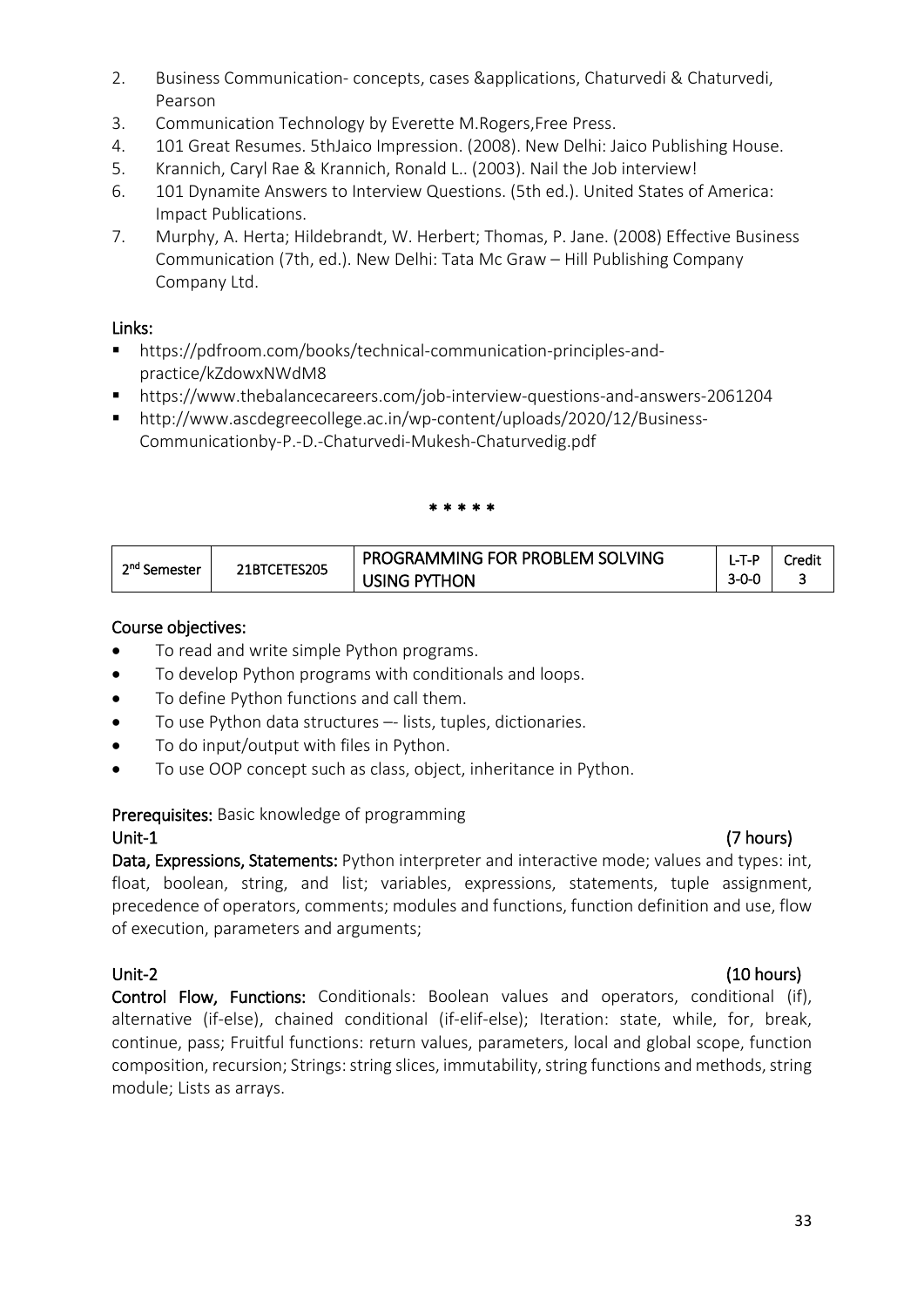2. Business Communication- concepts, cases &applications, Chaturvedi & Chaturvedi, Pearson
3. Communication Technology by Everette M.Rogers,Free Press.
4. 101 Great Resumes. 5thJaico Impression. (2008). New Delhi: Jaico Publishing House.
5. Krannich, Caryl Rae & Krannich, Ronald L.. (2003). Nail the Job interview!
6. 101 Dynamite Answers to Interview Questions. (5th ed.). United States of America: Impact Publications.
7. Murphy, A. Herta; Hildebrandt, W. Herbert; Thomas, P. Jane. (2008) Effective Business Communication (7th, ed.). New Delhi: Tata Mc Graw – Hill Publishing Company Company Ltd.

**Links:**

- https://pdfroom.com/books/technical-communication-principles-and-practice/kZdowxNWdM8
- https://www.thebalancecareers.com/job-interview-questions-and-answers-2061204
- http://www.ascdegreecollege.ac.in/wp-content/uploads/2020/12/Business-Communicationby-P.-D.-Chaturvedi-Mukesh-Chaturvedig.pdf

\* \* \* \* \*

| 2nd Semester | 21BTCETES205 | PROGRAMMING FOR PROBLEM SOLVING USING PYTHON | L-T-P 3-0-0 | Credit 3 |
|---|---|---|---|---|

**Course objectives:**

- To read and write simple Python programs.
- To develop Python programs with conditionals and loops.
- To define Python functions and call them.
- To use Python data structures –- lists, tuples, dictionaries.
- To do input/output with files in Python.
- To use OOP concept such as class, object, inheritance in Python.

**Prerequisites:** Basic knowledge of programming

**Unit-1 (7 hours)**

**Data, Expressions, Statements:** Python interpreter and interactive mode; values and types: int, float, boolean, string, and list; variables, expressions, statements, tuple assignment, precedence of operators, comments; modules and functions, function definition and use, flow of execution, parameters and arguments;

**Unit-2 (10 hours)**

**Control Flow, Functions:** Conditionals: Boolean values and operators, conditional (if), alternative (if-else), chained conditional (if-elif-else); Iteration: state, while, for, break, continue, pass; Fruitful functions: return values, parameters, local and global scope, function composition, recursion; Strings: string slices, immutability, string functions and methods, string module; Lists as arrays.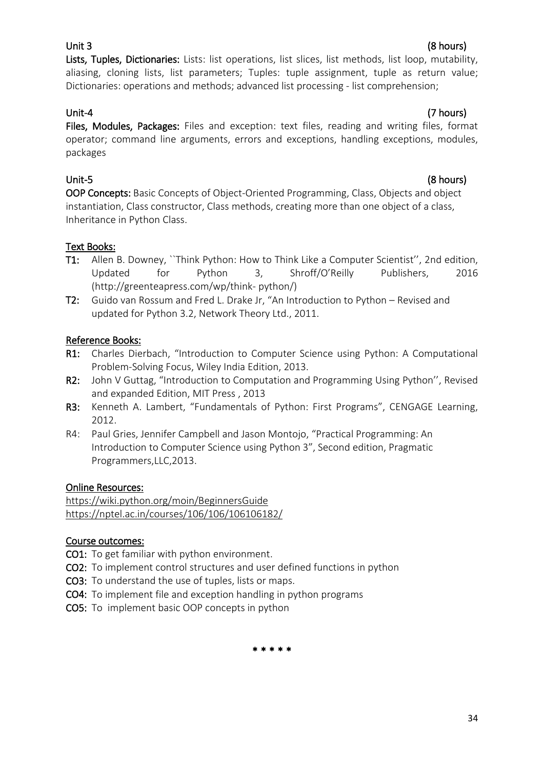**Unit 3** **(8 hours)**

**Lists, Tuples, Dictionaries:** Lists: list operations, list slices, list methods, list loop, mutability, aliasing, cloning lists, list parameters; Tuples: tuple assignment, tuple as return value; Dictionaries: operations and methods; advanced list processing - list comprehension;

**Unit-4** **(7 hours)**

**Files, Modules, Packages:** Files and exception: text files, reading and writing files, format operator; command line arguments, errors and exceptions, handling exceptions, modules, packages

**Unit-5** **(8 hours)**

**OOP Concepts:** Basic Concepts of Object-Oriented Programming, Class, Objects and object instantiation, Class constructor, Class methods, creating more than one object of a class, Inheritance in Python Class.

**Text Books:**

- **T1:** Allen B. Downey, ``Think Python: How to Think Like a Computer Scientist'', 2nd edition, Updated for Python 3, Shroff/O'Reilly Publishers, 2016 (http://greenteapress.com/wp/think- python/)
- **T2:** Guido van Rossum and Fred L. Drake Jr, "An Introduction to Python – Revised and updated for Python 3.2, Network Theory Ltd., 2011.

**Reference Books:**

- **R1:** Charles Dierbach, "Introduction to Computer Science using Python: A Computational Problem-Solving Focus, Wiley India Edition, 2013.
- **R2:** John V Guttag, "Introduction to Computation and Programming Using Python'', Revised and expanded Edition, MIT Press , 2013
- **R3:** Kenneth A. Lambert, "Fundamentals of Python: First Programs", CENGAGE Learning, 2012.
- R4: Paul Gries, Jennifer Campbell and Jason Montojo, "Practical Programming: An Introduction to Computer Science using Python 3", Second edition, Pragmatic Programmers,LLC,2013.

**Online Resources:**

https://wiki.python.org/moin/BeginnersGuide
https://nptel.ac.in/courses/106/106/106106182/

**Course outcomes:**

- **CO1:** To get familiar with python environment.
- **CO2:** To implement control structures and user defined functions in python
- **CO3:** To understand the use of tuples, lists or maps.
- **CO4:** To implement file and exception handling in python programs
- **CO5:** To implement basic OOP concepts in python

\* \* \* \* \*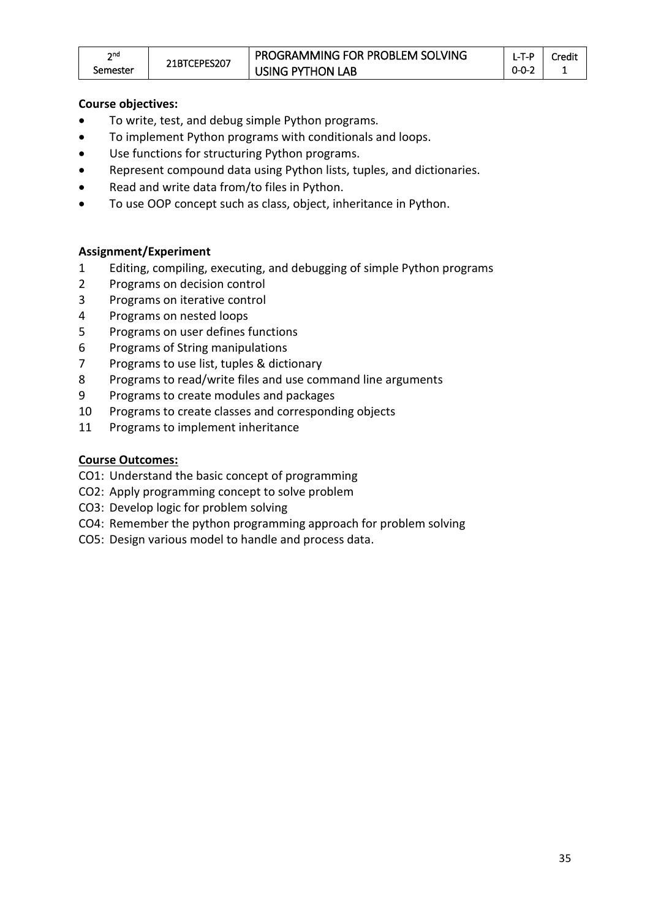| 2nd Semester | 21BTCEPES207 | PROGRAMMING FOR PROBLEM SOLVING USING PYTHON LAB | L-T-P 0-0-2 | Credit 1 |
|---|---|---|---|---|

**Course objectives:**

- To write, test, and debug simple Python programs.
- To implement Python programs with conditionals and loops.
- Use functions for structuring Python programs.
- Represent compound data using Python lists, tuples, and dictionaries.
- Read and write data from/to files in Python.
- To use OOP concept such as class, object, inheritance in Python.

**Assignment/Experiment**

1. Editing, compiling, executing, and debugging of simple Python programs
2. Programs on decision control
3. Programs on iterative control
4. Programs on nested loops
5. Programs on user defines functions
6. Programs of String manipulations
7. Programs to use list, tuples & dictionary
8. Programs to read/write files and use command line arguments
9. Programs to create modules and packages
10. Programs to create classes and corresponding objects
11. Programs to implement inheritance

**Course Outcomes:**

CO1: Understand the basic concept of programming
CO2: Apply programming concept to solve problem
CO3: Develop logic for problem solving
CO4: Remember the python programming approach for problem solving
CO5: Design various model to handle and process data.